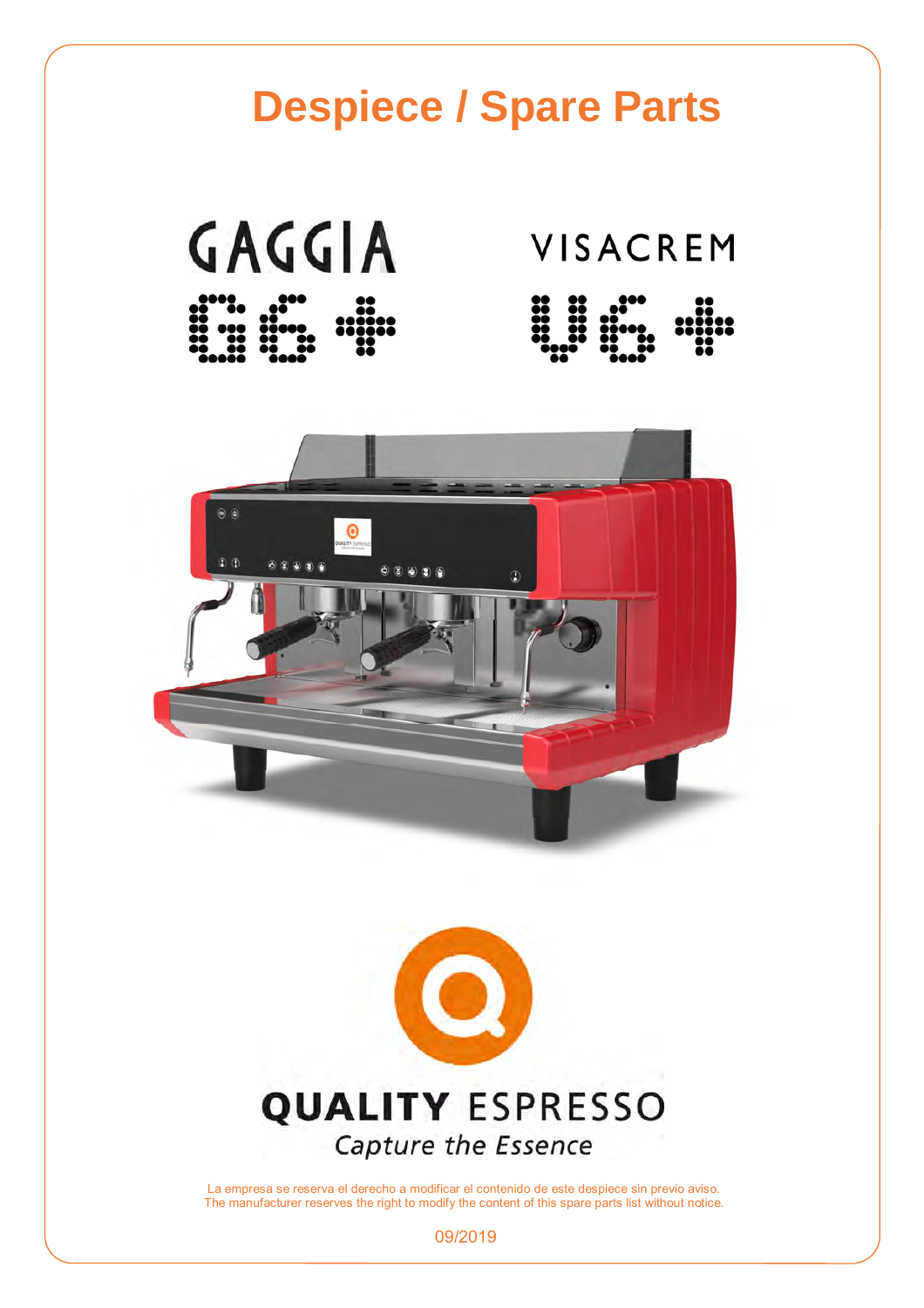# Despiece / Spare Parts

GAGGIA

G6+

VISACREM

V6+

QUALITY ESPRESSO

*Capture the Essence*

La empresa se reserva el derecho a modificar el contenido de este despiece sin previo aviso.
The manufacturer reserves the right to modify the content of this spare parts list without notice.

09/2019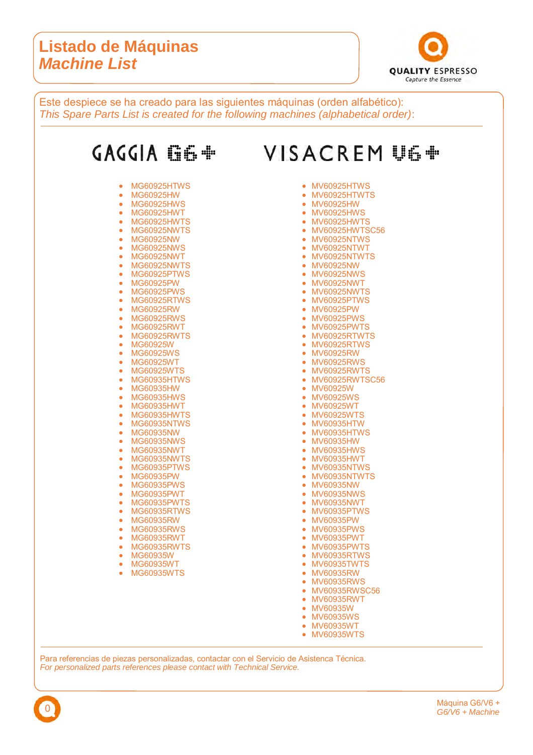# Listado de Máquinas
# *Machine List*

QUALITY ESPRESSO
Capture the Essence

Este despiece se ha creado para las siguientes máquinas (orden alfabético):
*This Spare Parts List is created for the following machines (alphabetical order)*:

## GAGGIA G6+

- MG60925HTWS
- MG60925HW
- MG60925HWS
- MG60925HWT
- MG60925HWTS
- MG60925NWTS
- MG60925NW
- MG60925NWS
- MG60925NWT
- MG60925NWTS
- MG60925PTWS
- MG60925PW
- MG60925PWS
- MG60925RTWS
- MG60925RW
- MG60925RWS
- MG60925RWT
- MG60925RWTS
- MG60925W
- MG60925WS
- MG60925WT
- MG60925WTS
- MG60935HTWS
- MG60935HW
- MG60935HWS
- MG60935HWT
- MG60935HWTS
- MG60935NTWS
- MG60935NW
- MG60935NWS
- MG60935NWT
- MG60935NWTS
- MG60935PTWS
- MG60935PW
- MG60935PWS
- MG60935PWT
- MG60935PWTS
- MG60935RTWS
- MG60935RW
- MG60935RWS
- MG60935RWT
- MG60935RWTS
- MG60935W
- MG60935WT
- MG60935WTS

## VISACREM V6+

- MV60925HTWS
- MV60925HTWTS
- MV60925HW
- MV60925HWS
- MV60925HWTS
- MV60925HWTSC56
- MV60925NTWS
- MV60925NTWT
- MV60925NTWTS
- MV60925NW
- MV60925NWS
- MV60925NWT
- MV60925NWTS
- MV60925PTWS
- MV60925PW
- MV60925PWS
- MV60925PWTS
- MV60925RTWTS
- MV60925RTWS
- MV60925RW
- MV60925RWS
- MV60925RWTS
- MV60925RWTSC56
- MV60925W
- MV60925WS
- MV60925WT
- MV60925WTS
- MV60935HTW
- MV60935HTWS
- MV60935HW
- MV60935HWS
- MV60935HWT
- MV60935NTWS
- MV60935NTWTS
- MV60935NW
- MV60935NWS
- MV60935NWT
- MV60935PTWS
- MV60935PW
- MV60935PWS
- MV60935PWT
- MV60935PWTS
- MV60935RTWS
- MV60935TWTS
- MV60935RW
- MV60935RWS
- MV60935RWSC56
- MV60935RWT
- MV60935W
- MV60935WS
- MV60935WT
- MV60935WTS

Para referencias de piezas personalizadas, contactar con el Servicio de Asistenca Técnica.
*For personalized parts references please contact with Technical Service.*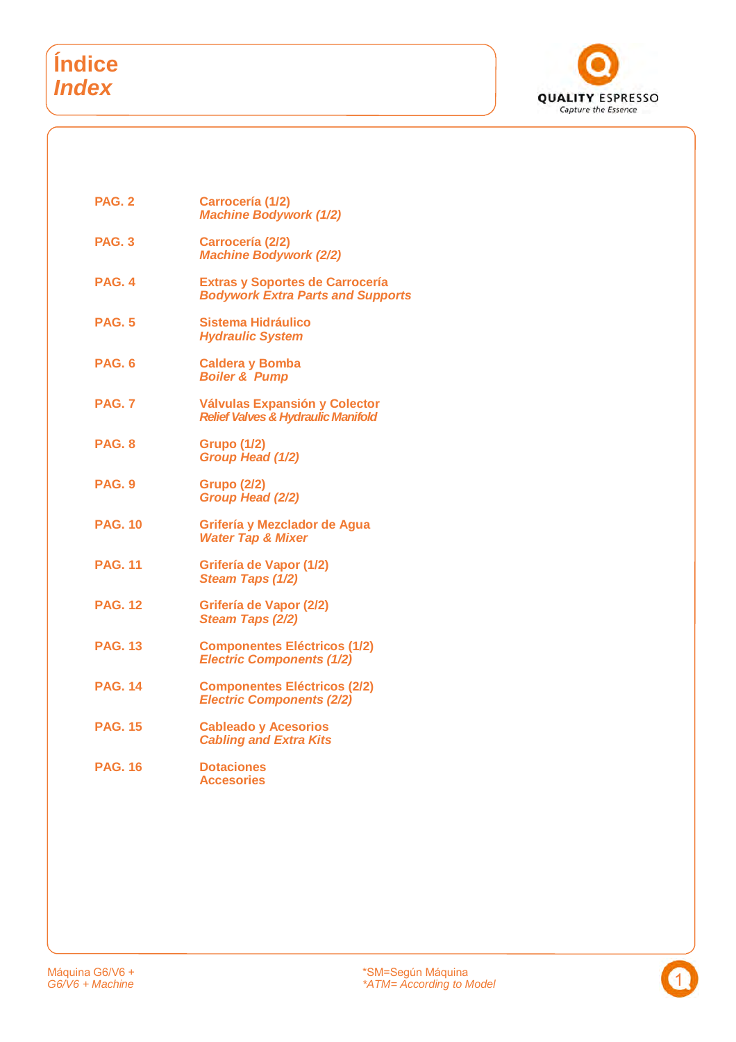# Índice
# *Index*

| | |
|---|---|
| **PAG. 2** | **Carrocería (1/2)**<br>***Machine Bodywork (1/2)*** |
| **PAG. 3** | **Carrocería (2/2)**<br>***Machine Bodywork (2/2)*** |
| **PAG. 4** | **Extras y Soportes de Carrocería**<br>***Bodywork Extra Parts and Supports*** |
| **PAG. 5** | **Sistema Hidráulico**<br>***Hydraulic System*** |
| **PAG. 6** | **Caldera y Bomba**<br>***Boiler & Pump*** |
| **PAG. 7** | **Válvulas Expansión y Colector**<br>***Relief Valves & Hydraulic Manifold*** |
| **PAG. 8** | **Grupo (1/2)**<br>***Group Head (1/2)*** |
| **PAG. 9** | **Grupo (2/2)**<br>***Group Head (2/2)*** |
| **PAG. 10** | **Grifería y Mezclador de Agua**<br>***Water Tap & Mixer*** |
| **PAG. 11** | **Grifería de Vapor (1/2)**<br>***Steam Taps (1/2)*** |
| **PAG. 12** | **Grifería de Vapor (2/2)**<br>***Steam Taps (2/2)*** |
| **PAG. 13** | **Componentes Eléctricos (1/2)**<br>***Electric Components (1/2)*** |
| **PAG. 14** | **Componentes Eléctricos (2/2)**<br>***Electric Components (2/2)*** |
| **PAG. 15** | **Cableado y Acesorios**<br>***Cabling and Extra Kits*** |
| **PAG. 16** | **Dotaciones**<br>**Accesories** |

Máquina G6/V6 +
*G6/V6 + Machine*

*SM=Según Máquina
*\*ATM= According to Model*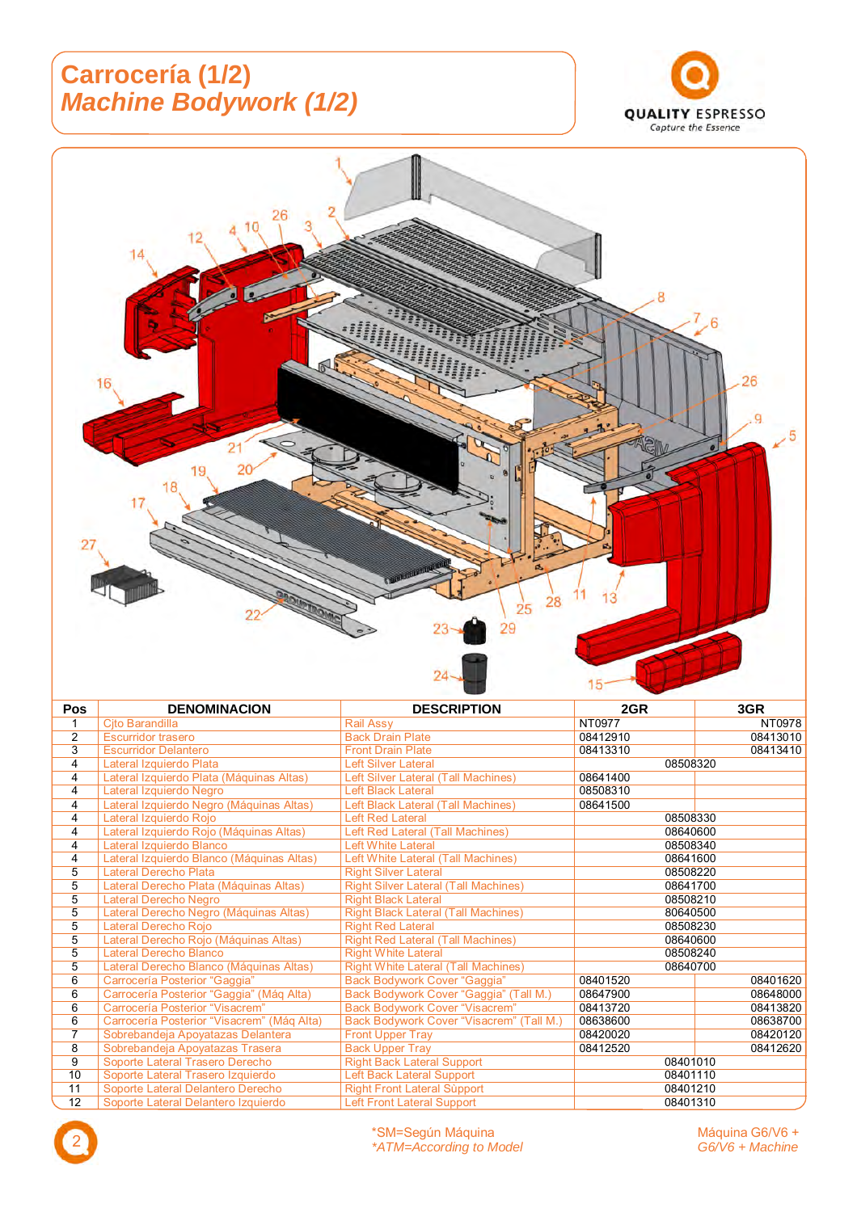# Carrocería (1/2)
## *Machine Bodywork (1/2)*

| Pos | DENOMINACION | DESCRIPTION | 2GR | 3GR |
|---|---|---|---|---|
| 1 | Cjto Barandilla | Rail Assy | NT0977 | NT0978 |
| 2 | Escurridor trasero | Back Drain Plate | 08412910 | 08413010 |
| 3 | Escurridor Delantero | Front Drain Plate | 08413310 | 08413410 |
| 4 | Lateral Izquierdo Plata | Left Silver Lateral | 08508320 | |
| 4 | Lateral Izquierdo Plata (Máquinas Altas) | Left Silver Lateral (Tall Machines) | 08641400 | |
| 4 | Lateral Izquierdo Negro | Left Black Lateral | 08508310 | |
| 4 | Lateral Izquierdo Negro (Máquinas Altas) | Left Black Lateral (Tall Machines) | 08641500 | |
| 4 | Lateral Izquierdo Rojo | Left Red Lateral | 08508330 | |
| 4 | Lateral Izquierdo Rojo (Máquinas Altas) | Left Red Lateral (Tall Machines) | 08640600 | |
| 4 | Lateral Izquierdo Blanco | Left White Lateral | 08508340 | |
| 4 | Lateral Izquierdo Blanco (Máquinas Altas) | Left White Lateral (Tall Machines) | 08641600 | |
| 5 | Lateral Derecho Plata | Right Silver Lateral | 08508220 | |
| 5 | Lateral Derecho Plata (Máquinas Altas) | Right Silver Lateral (Tall Machines) | 08641700 | |
| 5 | Lateral Derecho Negro | Right Black Lateral | 08508210 | |
| 5 | Lateral Derecho Negro (Máquinas Altas) | Right Black Lateral (Tall Machines) | 80640500 | |
| 5 | Lateral Derecho Rojo | Right Red Lateral | 08508230 | |
| 5 | Lateral Derecho Rojo (Máquinas Altas) | Right Red Lateral (Tall Machines) | 08640600 | |
| 5 | Lateral Derecho Blanco | Right White Lateral | 08508240 | |
| 5 | Lateral Derecho Blanco (Máquinas Altas) | Right White Lateral (Tall Machines) | 08640700 | |
| 6 | Carrocería Posterior "Gaggia" | Back Bodywork Cover "Gaggia" | 08401520 | 08401620 |
| 6 | Carrocería Posterior "Gaggia" (Máq Alta) | Back Bodywork Cover "Gaggia" (Tall M.) | 08647900 | 08648000 |
| 6 | Carrocería Posterior "Visacrem" | Back Bodywork Cover "Visacrem" | 08413720 | 08413820 |
| 6 | Carrocería Posterior "Visacrem" (Máq Alta) | Back Bodywork Cover "Visacrem" (Tall M.) | 08638600 | 08638700 |
| 7 | Sobrebandeja Apoyatazas Delantera | Front Upper Tray | 08420020 | 08420120 |
| 8 | Sobrebandeja Apoyatazas Trasera | Back Upper Tray | 08412520 | 08412620 |
| 9 | Soporte Lateral Trasero Derecho | Right Back Lateral Support | 08401010 | |
| 10 | Soporte Lateral Trasero Izquierdo | Left Back Lateral Support | 08401110 | |
| 11 | Soporte Lateral Delantero Derecho | Right Front Lateral Support | 08401210 | |
| 12 | Soporte Lateral Delantero Izquierdo | Left Front Lateral Support | 08401310 | |

*SM=Según Máquina
*ATM=According to Model

Máquina G6/V6 +
*G6/V6 + Machine*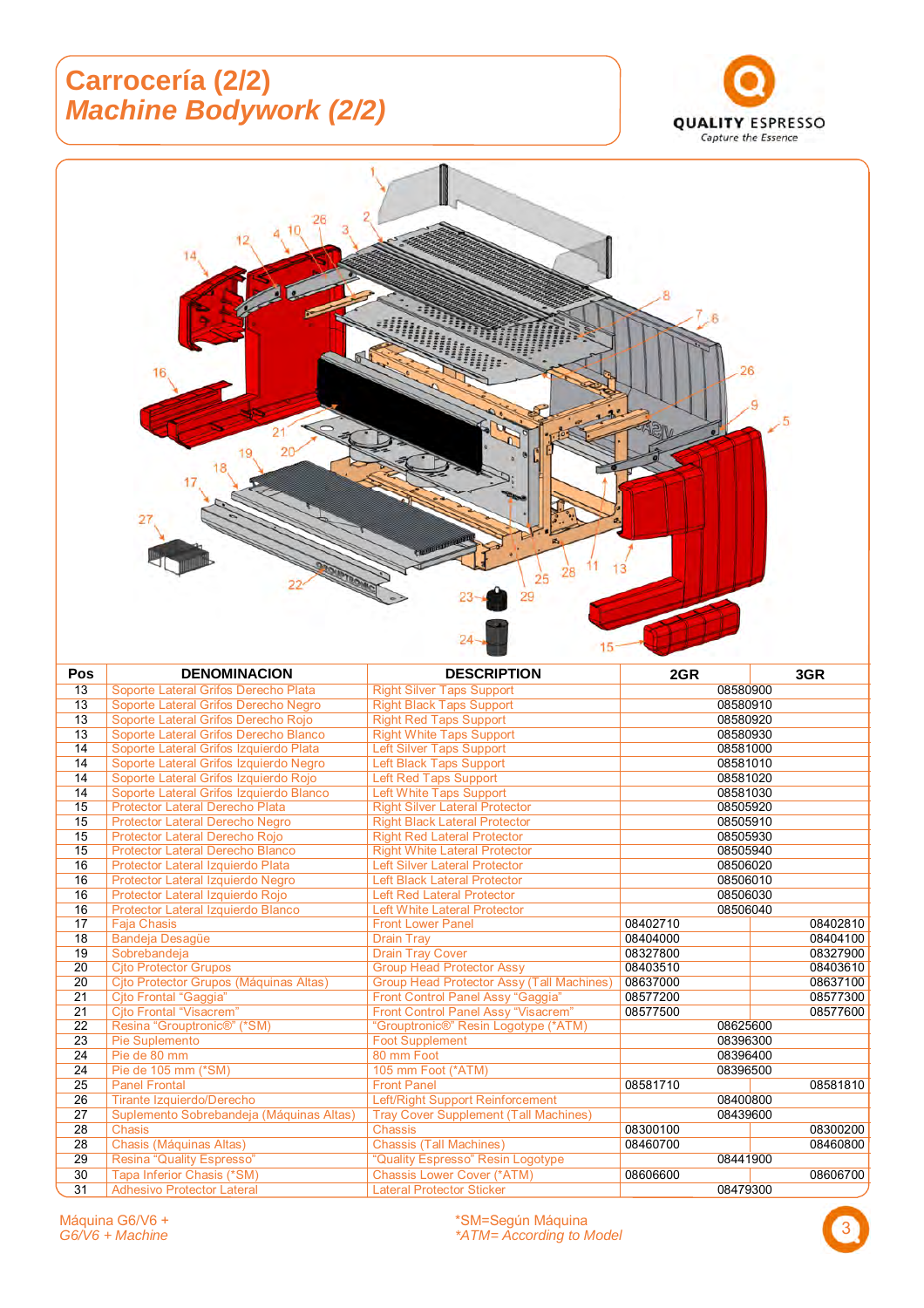# Carrocería (2/2)
## *Machine Bodywork (2/2)*

QUALITY ESPRESSO
Capture the Essence

| Pos | DENOMINACION | DESCRIPTION | 2GR | 3GR |
|---|---|---|---|---|
| 13 | Soporte Lateral Grifos Derecho Plata | Right Silver Taps Support | 08580900 | |
| 13 | Soporte Lateral Grifos Derecho Negro | Right Black Taps Support | 08580910 | |
| 13 | Soporte Lateral Grifos Derecho Rojo | Right Red Taps Support | 08580920 | |
| 13 | Soporte Lateral Grifos Derecho Blanco | Right White Taps Support | 08580930 | |
| 14 | Soporte Lateral Grifos Izquierdo Plata | Left Silver Taps Support | 08581000 | |
| 14 | Soporte Lateral Grifos Izquierdo Negro | Left Black Taps Support | 08581010 | |
| 14 | Soporte Lateral Grifos Izquierdo Rojo | Left Red Taps Support | 08581020 | |
| 14 | Soporte Lateral Grifos Izquierdo Blanco | Left White Taps Support | 08581030 | |
| 15 | Protector Lateral Derecho Plata | Right Silver Lateral Protector | 08505920 | |
| 15 | Protector Lateral Derecho Negro | Right Black Lateral Protector | 08505910 | |
| 15 | Protector Lateral Derecho Rojo | Right Red Lateral Protector | 08505930 | |
| 15 | Protector Lateral Derecho Blanco | Right White Lateral Protector | 08505940 | |
| 16 | Protector Lateral Izquierdo Plata | Left Silver Lateral Protector | 08506020 | |
| 16 | Protector Lateral Izquierdo Negro | Left Black Lateral Protector | 08506010 | |
| 16 | Protector Lateral Izquierdo Rojo | Left Red Lateral Protector | 08506030 | |
| 16 | Protector Lateral Izquierdo Blanco | Left White Lateral Protector | 08506040 | |
| 17 | Faja Chasis | Front Lower Panel | 08402710 | 08402810 |
| 18 | Bandeja Desagüe | Drain Tray | 08404000 | 08404100 |
| 19 | Sobrebandeja | Drain Tray Cover | 08327800 | 08327900 |
| 20 | Cjto Protector Grupos | Group Head Protector Assy | 08403510 | 08403610 |
| 20 | Cjto Protector Grupos (Máquinas Altas) | Group Head Protector Assy (Tall Machines) | 08637000 | 08637100 |
| 21 | Cjto Frontal "Gaggia" | Front Control Panel Assy "Gaggia" | 08577200 | 08577300 |
| 21 | Cjto Frontal "Visacrem" | Front Control Panel Assy "Visacrem" | 08577500 | 08577600 |
| 22 | Resina "Grouptronic®" (*SM) | "Grouptronic®" Resin Logotype (*ATM) | 08625600 | |
| 23 | Pie Suplemento | Foot Supplement | 08396300 | |
| 24 | Pie de 80 mm | 80 mm Foot | 08396400 | |
| 24 | Pie de 105 mm (*SM) | 105 mm Foot (*ATM) | 08396500 | |
| 25 | Panel Frontal | Front Panel | 08581710 | 08581810 |
| 26 | Tirante Izquierdo/Derecho | Left/Right Support Reinforcement | 08400800 | |
| 27 | Suplemento Sobrebandeja (Máquinas Altas) | Tray Cover Supplement (Tall Machines) | 08439600 | |
| 28 | Chasis | Chassis | 08300100 | 08300200 |
| 28 | Chasis (Máquinas Altas) | Chassis (Tall Machines) | 08460700 | 08460800 |
| 29 | Resina "Quality Espresso" | "Quality Espresso" Resin Logotype | 08441900 | |
| 30 | Tapa Inferior Chasis (*SM) | Chassis Lower Cover (*ATM) | 08606600 | 08606700 |
| 31 | Adhesivo Protector Lateral | Lateral Protector Sticker | 08479300 | |

Máquina G6/V6 +
*G6/V6 + Machine*

*SM=Según Máquina
*\*ATM= According to Model*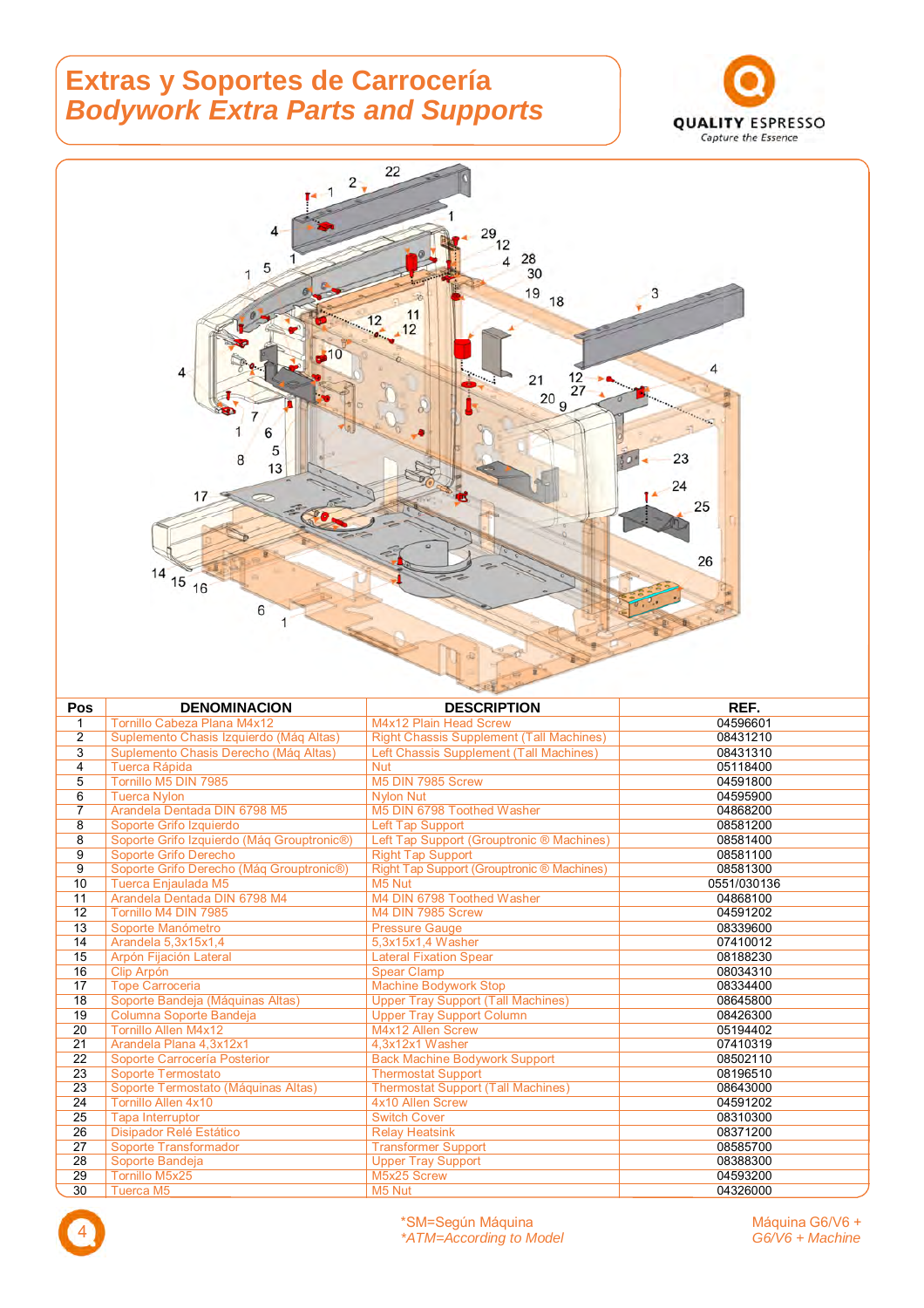# Extras y Soportes de Carrocería
## *Bodywork Extra Parts and Supports*

| Pos | DENOMINACION | DESCRIPTION | REF. |
|---|---|---|---|
| 1 | Tornillo Cabeza Plana M4x12 | M4x12 Plain Head Screw | 04596601 |
| 2 | Suplemento Chasis Izquierdo (Máq Altas) | Right Chassis Supplement (Tall Machines) | 08431210 |
| 3 | Suplemento Chasis Derecho (Máq Altas) | Left Chassis Supplement (Tall Machines) | 08431310 |
| 4 | Tuerca Rápida | Nut | 05118400 |
| 5 | Tornillo M5 DIN 7985 | M5 DIN 7985 Screw | 04591800 |
| 6 | Tuerca Nylon | Nylon Nut | 04595900 |
| 7 | Arandela Dentada DIN 6798 M5 | M5 DIN 6798 Toothed Washer | 04868200 |
| 8 | Soporte Grifo Izquierdo | Left Tap Support | 08581200 |
| 8 | Soporte Grifo Izquierdo (Máq Grouptronic®) | Left Tap Support (Grouptronic ® Machines) | 08581400 |
| 9 | Soporte Grifo Derecho | Right Tap Support | 08581100 |
| 9 | Soporte Grifo Derecho (Máq Grouptronic®) | Right Tap Support (Grouptronic ® Machines) | 08581300 |
| 10 | Tuerca Enjaulada M5 | M5 Nut | 0551/030136 |
| 11 | Arandela Dentada DIN 6798 M4 | M4 DIN 6798 Toothed Washer | 04868100 |
| 12 | Tornillo M4 DIN 7985 | M4 DIN 7985 Screw | 04591202 |
| 13 | Soporte Manómetro | Pressure Gauge | 08339600 |
| 14 | Arandela 5,3x15x1,4 | 5,3x15x1,4 Washer | 07410012 |
| 15 | Arpón Fijación Lateral | Lateral Fixation Spear | 08188230 |
| 16 | Clip Arpón | Spear Clamp | 08034310 |
| 17 | Tope Carroceria | Machine Bodywork Stop | 08334400 |
| 18 | Soporte Bandeja (Máquinas Altas) | Upper Tray Support (Tall Machines) | 08645800 |
| 19 | Columna Soporte Bandeja | Upper Tray Support Column | 08426300 |
| 20 | Tornillo Allen M4x12 | M4x12 Allen Screw | 05194402 |
| 21 | Arandela Plana 4,3x12x1 | 4,3x12x1 Washer | 07410319 |
| 22 | Soporte Carrocería Posterior | Back Machine Bodywork Support | 08502110 |
| 23 | Soporte Termostato | Thermostat Support | 08196510 |
| 23 | Soporte Termostato (Máquinas Altas) | Thermostat Support (Tall Machines) | 08643000 |
| 24 | Tornillo Allen 4x10 | 4x10 Allen Screw | 04591202 |
| 25 | Tapa Interruptor | Switch Cover | 08310300 |
| 26 | Disipador Relé Estático | Relay Heatsink | 08371200 |
| 27 | Soporte Transformador | Transformer Support | 08585700 |
| 28 | Soporte Bandeja | Upper Tray Support | 08388300 |
| 29 | Tornillo M5x25 | M5x25 Screw | 04593200 |
| 30 | Tuerca M5 | M5 Nut | 04326000 |

*SM=Según Máquina
*ATM=According to Model*

Máquina G6/V6 +
*G6/V6 + Machine*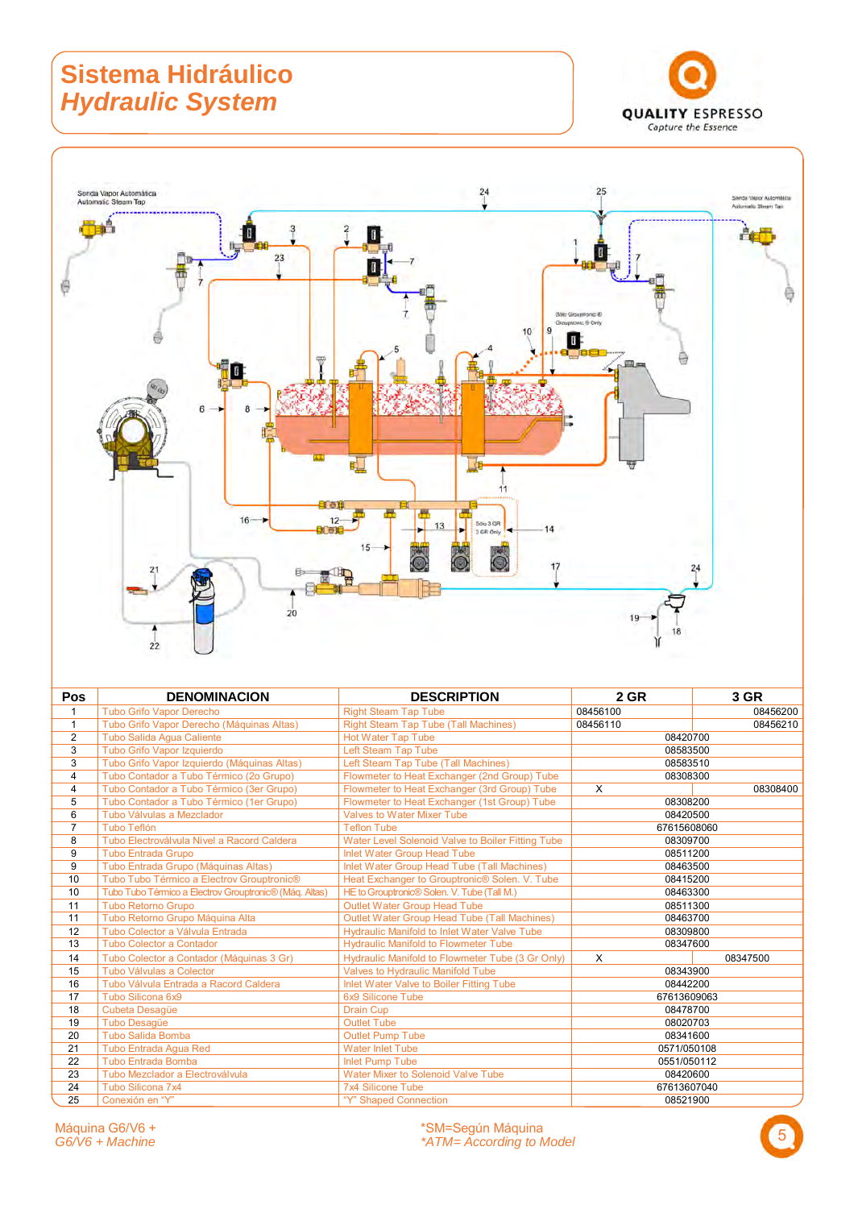# Sistema Hidráulico
## *Hydraulic System*

| Pos | DENOMINACION | DESCRIPTION | 2 GR | 3 GR |
|---|---|---|---|---|
| 1 | Tubo Grifo Vapor Derecho | Right Steam Tap Tube | 08456100 | 08456200 |
| 1 | Tubo Grifo Vapor Derecho (Máquinas Altas) | Right Steam Tap Tube (Tall Machines) | 08456110 | 08456210 |
| 2 | Tubo Salida Agua Caliente | Hot Water Tap Tube | 08420700 | |
| 3 | Tubo Grifo Vapor Izquierdo | Left Steam Tap Tube | 08583500 | |
| 3 | Tubo Grifo Vapor Izquierdo (Máquinas Altas) | Left Steam Tap Tube (Tall Machines) | 08583510 | |
| 4 | Tubo Contador a Tubo Térmico (2o Grupo) | Flowmeter to Heat Exchanger (2nd Group) Tube | 08308300 | |
| 4 | Tubo Contador a Tubo Térmico (3er Grupo) | Flowmeter to Heat Exchanger (3rd Group) Tube | X | 08308400 |
| 5 | Tubo Contador a Tubo Térmico (1er Grupo) | Flowmeter to Heat Exchanger (1st Group) Tube | 08308200 | |
| 6 | Tubo Válvulas a Mezclador | Valves to Water Mixer Tube | 08420500 | |
| 7 | Tubo Teflón | Teflon Tube | 67615608060 | |
| 8 | Tubo Electroválvula Nivel a Racord Caldera | Water Level Solenoid Valve to Boiler Fitting Tube | 08309700 | |
| 9 | Tubo Entrada Grupo | Inlet Water Group Head Tube | 08511200 | |
| 9 | Tubo Entrada Grupo (Máquinas Altas) | Inlet Water Group Head Tube (Tall Machines) | 08463500 | |
| 10 | Tubo Tubo Térmico a Electrov Grouptronic® | Heat Exchanger to Grouptronic® Solen. V. Tube | 08415200 | |
| 10 | Tubo Tubo Térmico a Electrov Grouptronic® (Máq. Altas) | HE to Grouptronic® Solen. V. Tube (Tall M.) | 08463300 | |
| 11 | Tubo Retorno Grupo | Outlet Water Group Head Tube | 08511300 | |
| 11 | Tubo Retorno Grupo Máquina Alta | Outlet Water Group Head Tube (Tall Machines) | 08463700 | |
| 12 | Tubo Colector a Válvula Entrada | Hydraulic Manifold to Inlet Water Valve Tube | 08309800 | |
| 13 | Tubo Colector a Contador | Hydraulic Manifold to Flowmeter Tube | 08347600 | |
| 14 | Tubo Colector a Contador (Máquinas 3 Gr) | Hydraulic Manifold to Flowmeter Tube (3 Gr Only) | X | 08347500 |
| 15 | Tubo Válvulas a Colector | Valves to Hydraulic Manifold Tube | 08343900 | |
| 16 | Tubo Válvula Entrada a Racord Caldera | Inlet Water Valve to Boiler Fitting Tube | 08442200 | |
| 17 | Tubo Silicona 6x9 | 6x9 Silicone Tube | 67613609063 | |
| 18 | Cubeta Desagüe | Drain Cup | 08478700 | |
| 19 | Tubo Desagüe | Outlet Tube | 08020703 | |
| 20 | Tubo Salida Bomba | Outlet Pump Tube | 08341600 | |
| 21 | Tubo Entrada Agua Red | Water Inlet Tube | 0571/050108 | |
| 22 | Tubo Entrada Bomba | Inlet Pump Tube | 0551/050112 | |
| 23 | Tubo Mezclador a Electroválvula | Water Mixer to Solenoid Valve Tube | 08420600 | |
| 24 | Tubo Silicona 7x4 | 7x4 Silicone Tube | 67613607040 | |
| 25 | Conexión en "Y" | "Y" Shaped Connection | 08521900 | |

Máquina G6/V6 +
*G6/V6 + Machine*

*SM=Según Máquina
*ATM= According to Model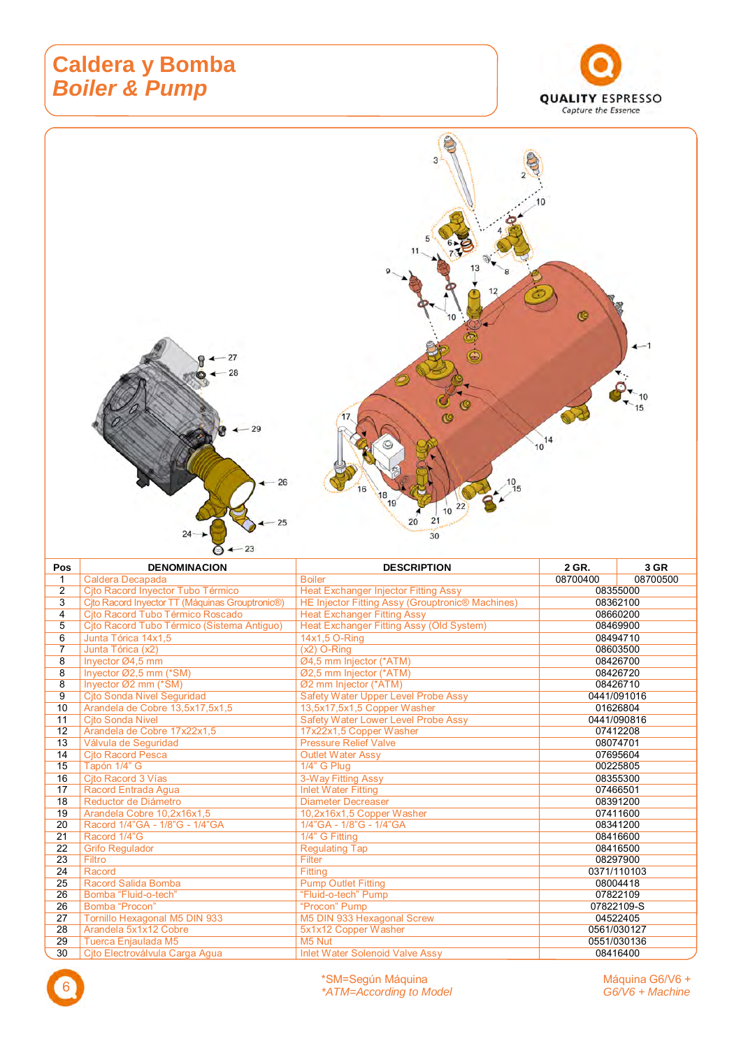# Caldera y Bomba
## *Boiler & Pump*

QUALITY ESPRESSO
Capture the Essence

| Pos | DENOMINACION | DESCRIPTION | 2 GR. | 3 GR |
|---|---|---|---|---|
| 1 | Caldera Decapada | Boiler | 08700400 | 08700500 |
| 2 | Cjto Racord Inyector Tubo Térmico | Heat Exchanger Injector Fitting Assy | 08355000 | |
| 3 | Cjto Racord Inyector TT (Máquinas Grouptronic®) | HE Injector Fitting Assy (Grouptronic® Machines) | 08362100 | |
| 4 | Cjto Racord Tubo Térmico Roscado | Heat Exchanger Fitting Assy | 08660200 | |
| 5 | Cjto Racord Tubo Térmico (Sistema Antiguo) | Heat Exchanger Fitting Assy (Old System) | 08469900 | |
| 6 | Junta Tórica 14x1,5 | 14x1,5 O-Ring | 08494710 | |
| 7 | Junta Tórica (x2) | (x2) O-Ring | 08603500 | |
| 8 | Inyector Ø4,5 mm | Ø4,5 mm Injector (*ATM) | 08426700 | |
| 8 | Inyector Ø2,5 mm (*SM) | Ø2,5 mm Injector (*ATM) | 08426720 | |
| 8 | Inyector Ø2 mm (*SM) | Ø2 mm Injector (*ATM) | 08426710 | |
| 9 | Cjto Sonda Nivel Seguridad | Safety Water Upper Level Probe Assy | 0441/091016 | |
| 10 | Arandela de Cobre 13,5x17,5x1,5 | 13,5x17,5x1,5 Copper Washer | 01626804 | |
| 11 | Cjto Sonda Nivel | Safety Water Lower Level Probe Assy | 0441/090816 | |
| 12 | Arandela de Cobre 17x22x1,5 | 17x22x1,5 Copper Washer | 07412208 | |
| 13 | Válvula de Seguridad | Pressure Relief Valve | 08074701 | |
| 14 | Cjto Racord Pesca | Outlet Water Assy | 07695604 | |
| 15 | Tapón 1/4" G | 1/4" G Plug | 00225805 | |
| 16 | Cjto Racord 3 Vías | 3-Way Fitting Assy | 08355300 | |
| 17 | Racord Entrada Agua | Inlet Water Fitting | 07466501 | |
| 18 | Reductor de Diámetro | Diameter Decreaser | 08391200 | |
| 19 | Arandela Cobre 10,2x16x1,5 | 10,2x16x1,5 Copper Washer | 07411600 | |
| 20 | Racord 1/4"GA - 1/8"G - 1/4"GA | 1/4"GA - 1/8"G - 1/4"GA | 08341200 | |
| 21 | Racord 1/4"G | 1/4" G Fitting | 08416600 | |
| 22 | Grifo Regulador | Regulating Tap | 08416500 | |
| 23 | Filtro | Filter | 08297900 | |
| 24 | Racord | Fitting | 0371/110103 | |
| 25 | Racord Salida Bomba | Pump Outlet Fitting | 08004418 | |
| 26 | Bomba "Fluid-o-tech" | "Fluid-o-tech" Pump | 07822109 | |
| 26 | Bomba "Procon" | "Procon" Pump | 07822109-S | |
| 27 | Tornillo Hexagonal M5 DIN 933 | M5 DIN 933 Hexagonal Screw | 04522405 | |
| 28 | Arandela 5x1x12 Cobre | 5x1x12 Copper Washer | 0561/030127 | |
| 29 | Tuerca Enjaulada M5 | M5 Nut | 0551/030136 | |
| 30 | Cjto Electroválvula Carga Agua | Inlet Water Solenoid Valve Assy | 08416400 | |

*SM=Según Máquina
*\*ATM=According to Model*

Máquina G6/V6 +
*G6/V6 + Machine*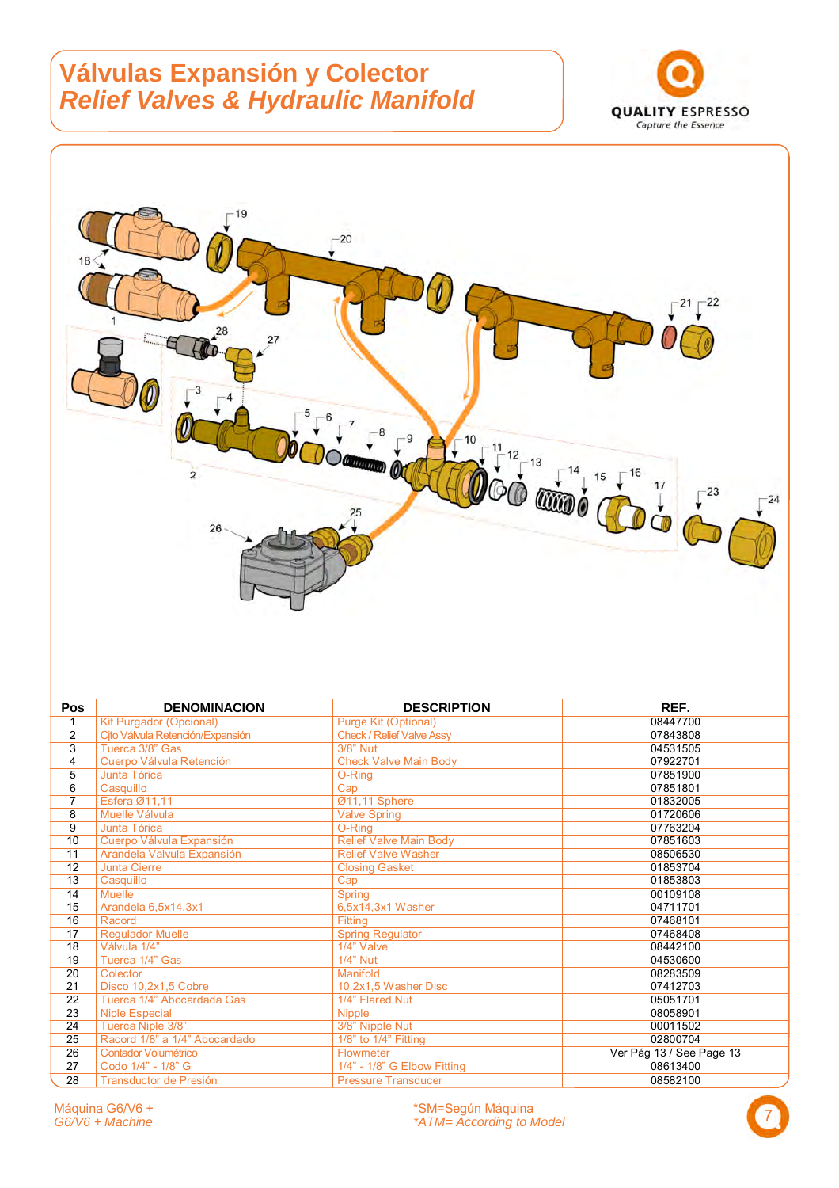# Válvulas Expansión y Colector
## *Relief Valves & Hydraulic Manifold*

QUALITY ESPRESSO
Capture the Essence

| Pos | DENOMINACION | DESCRIPTION | REF. |
|---|---|---|---|
| 1 | Kit Purgador (Opcional) | Purge Kit (Optional) | 08447700 |
| 2 | Cjto Válvula Retención/Expansión | Check / Relief Valve Assy | 07843808 |
| 3 | Tuerca 3/8" Gas | 3/8" Nut | 04531505 |
| 4 | Cuerpo Válvula Retención | Check Valve Main Body | 07922701 |
| 5 | Junta Tórica | O-Ring | 07851900 |
| 6 | Casquillo | Cap | 07851801 |
| 7 | Esfera Ø11,11 | Ø11,11 Sphere | 01832005 |
| 8 | Muelle Válvula | Valve Spring | 01720606 |
| 9 | Junta Tórica | O-Ring | 07763204 |
| 10 | Cuerpo Válvula Expansión | Relief Valve Main Body | 07851603 |
| 11 | Arandela Valvula Expansión | Relief Valve Washer | 08506530 |
| 12 | Junta Cierre | Closing Gasket | 01853704 |
| 13 | Casquillo | Cap | 01853803 |
| 14 | Muelle | Spring | 00109108 |
| 15 | Arandela 6,5x14,3x1 | 6,5x14,3x1 Washer | 04711701 |
| 16 | Racord | Fitting | 07468101 |
| 17 | Regulador Muelle | Spring Regulator | 07468408 |
| 18 | Válvula 1/4" | 1/4" Valve | 08442100 |
| 19 | Tuerca 1/4" Gas | 1/4" Nut | 04530600 |
| 20 | Colector | Manifold | 08283509 |
| 21 | Disco 10,2x1,5 Cobre | 10,2x1,5 Washer Disc | 07412703 |
| 22 | Tuerca 1/4" Abocardada Gas | 1/4" Flared Nut | 05051701 |
| 23 | Niple Especial | Nipple | 08058901 |
| 24 | Tuerca Niple 3/8" | 3/8" Nipple Nut | 00011502 |
| 25 | Racord 1/8" a 1/4" Abocardado | 1/8" to 1/4" Fitting | 02800704 |
| 26 | Contador Volumétrico | Flowmeter | Ver Pág 13 / See Page 13 |
| 27 | Codo 1/4" - 1/8" G | 1/4" - 1/8" G Elbow Fitting | 08613400 |
| 28 | Transductor de Presión | Pressure Transducer | 08582100 |

Máquina G6/V6 +
*G6/V6 + Machine*

*SM=Según Máquina
*ATM= According to Model*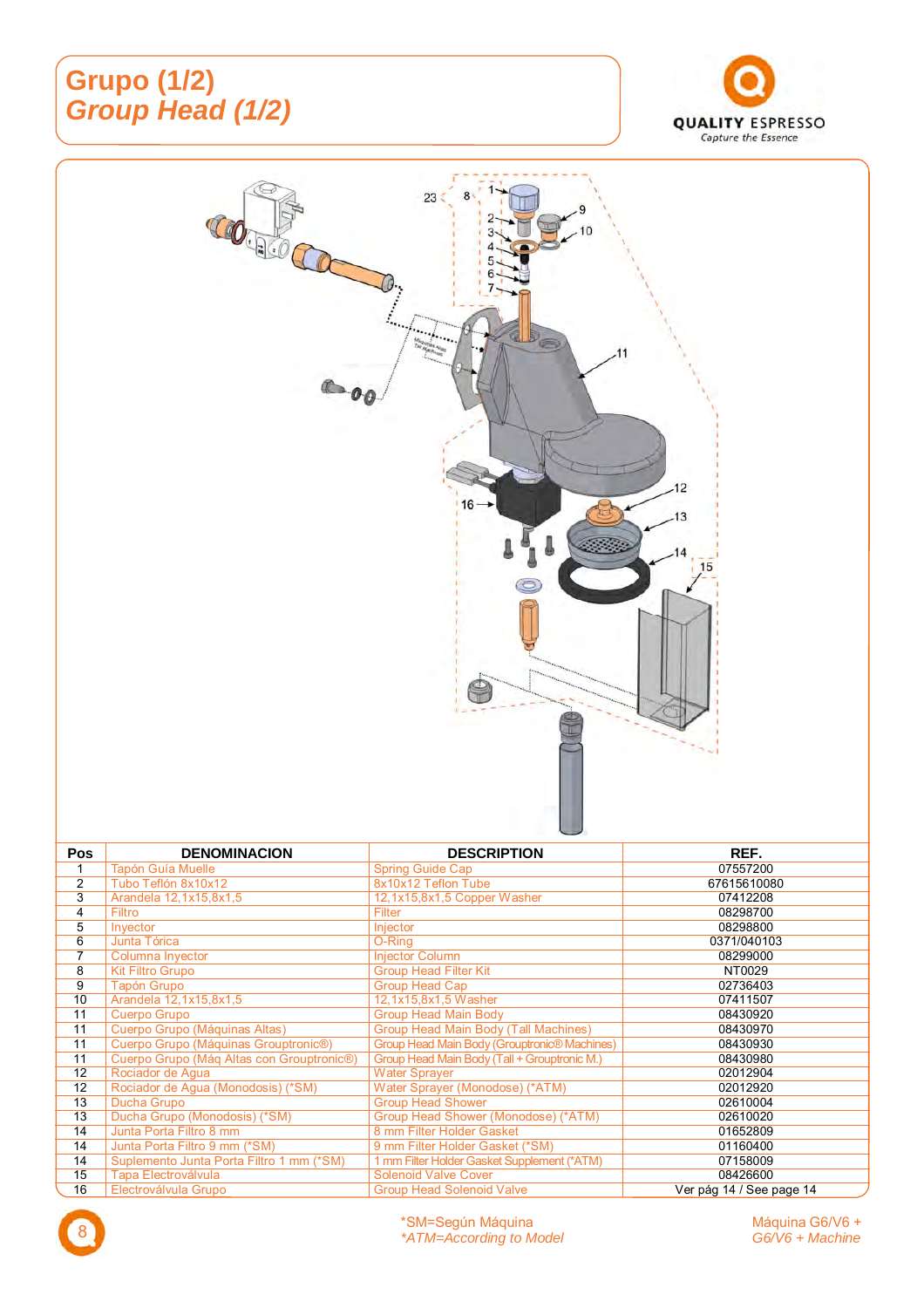# Grupo (1/2)
## *Group Head (1/2)*

| Pos | DENOMINACION | DESCRIPTION | REF. |
|---|---|---|---|
| 1 | Tapón Guía Muelle | Spring Guide Cap | 07557200 |
| 2 | Tubo Teflón 8x10x12 | 8x10x12 Teflon Tube | 67615610080 |
| 3 | Arandela 12,1x15,8x1,5 | 12,1x15,8x1,5 Copper Washer | 07412208 |
| 4 | Filtro | Filter | 08298700 |
| 5 | Inyector | Injector | 08298800 |
| 6 | Junta Tórica | O-Ring | 0371/040103 |
| 7 | Columna Inyector | Injector Column | 08299000 |
| 8 | Kit Filtro Grupo | Group Head Filter Kit | NT0029 |
| 9 | Tapón Grupo | Group Head Cap | 02736403 |
| 10 | Arandela 12,1x15,8x1,5 | 12,1x15,8x1,5 Washer | 07411507 |
| 11 | Cuerpo Grupo | Group Head Main Body | 08430920 |
| 11 | Cuerpo Grupo (Máquinas Altas) | Group Head Main Body (Tall Machines) | 08430970 |
| 11 | Cuerpo Grupo (Máquinas Grouptronic®) | Group Head Main Body (Grouptronic® Machines) | 08430930 |
| 11 | Cuerpo Grupo (Máq Altas con Grouptronic®) | Group Head Main Body (Tall + Grouptronic M.) | 08430980 |
| 12 | Rociador de Agua | Water Sprayer | 02012904 |
| 12 | Rociador de Agua (Monodosis) (*SM) | Water Sprayer (Monodose) (*ATM) | 02012920 |
| 13 | Ducha Grupo | Group Head Shower | 02610004 |
| 13 | Ducha Grupo (Monodosis) (*SM) | Group Head Shower (Monodose) (*ATM) | 02610020 |
| 14 | Junta Porta Filtro 8 mm | 8 mm Filter Holder Gasket | 01652809 |
| 14 | Junta Porta Filtro 9 mm (*SM) | 9 mm Filter Holder Gasket (*SM) | 01160400 |
| 14 | Suplemento Junta Porta Filtro 1 mm (*SM) | 1 mm Filter Holder Gasket Supplement (*ATM) | 07158009 |
| 15 | Tapa Electroválvula | Solenoid Valve Cover | 08426600 |
| 16 | Electroválvula Grupo | Group Head Solenoid Valve | Ver pág 14 / See page 14 |

*SM=Según Máquina
*ATM=According to Model*

Máquina G6/V6 +
*G6/V6 + Machine*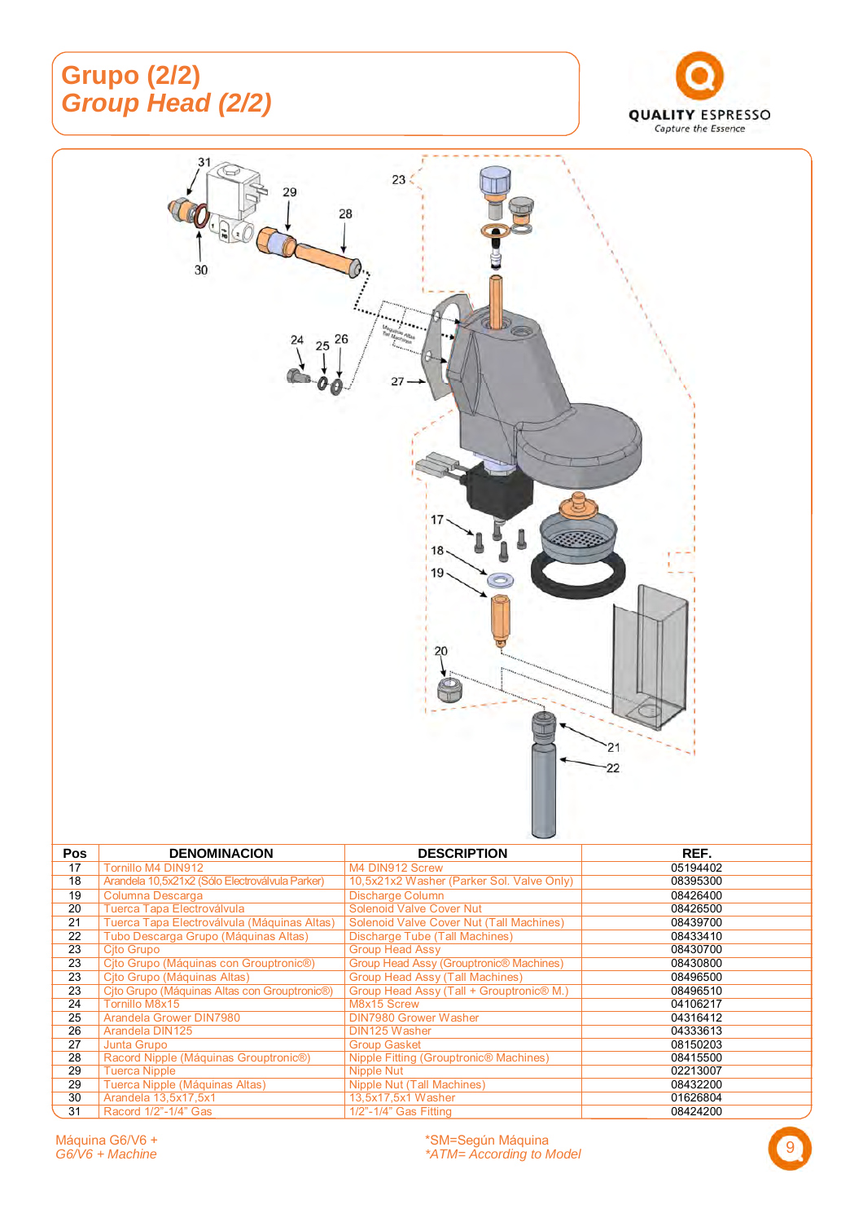# Grupo (2/2)
## *Group Head (2/2)*

| Pos | DENOMINACION | DESCRIPTION | REF. |
|---|---|---|---|
| 17 | Tornillo M4 DIN912 | M4 DIN912 Screw | 05194402 |
| 18 | Arandela 10,5x21x2 (Sólo Electroválvula Parker) | 10,5x21x2 Washer (Parker Sol. Valve Only) | 08395300 |
| 19 | Columna Descarga | Discharge Column | 08426400 |
| 20 | Tuerca Tapa Electroválvula | Solenoid Valve Cover Nut | 08426500 |
| 21 | Tuerca Tapa Electroválvula (Máquinas Altas) | Solenoid Valve Cover Nut (Tall Machines) | 08439700 |
| 22 | Tubo Descarga Grupo (Máquinas Altas) | Discharge Tube (Tall Machines) | 08433410 |
| 23 | Cjto Grupo | Group Head Assy | 08430700 |
| 23 | Cjto Grupo (Máquinas con Grouptronic®) | Group Head Assy (Grouptronic® Machines) | 08430800 |
| 23 | Cjto Grupo (Máquinas Altas) | Group Head Assy (Tall Machines) | 08496500 |
| 23 | Cjto Grupo (Máquinas Altas con Grouptronic®) | Group Head Assy (Tall + Grouptronic® M.) | 08496510 |
| 24 | Tornillo M8x15 | M8x15 Screw | 04106217 |
| 25 | Arandela Grower DIN7980 | DIN7980 Grower Washer | 04316412 |
| 26 | Arandela DIN125 | DIN125 Washer | 04333613 |
| 27 | Junta Grupo | Group Gasket | 08150203 |
| 28 | Racord Nipple (Máquinas Grouptronic®) | Nipple Fitting (Grouptronic® Machines) | 08415500 |
| 29 | Tuerca Nipple | Nipple Nut | 02213007 |
| 29 | Tuerca Nipple (Máquinas Altas) | Nipple Nut (Tall Machines) | 08432200 |
| 30 | Arandela 13,5x17,5x1 | 13,5x17,5x1 Washer | 01626804 |
| 31 | Racord 1/2"-1/4" Gas | 1/2"-1/4" Gas Fitting | 08424200 |

Máquina G6/V6 +
*G6/V6 + Machine*

*SM=Según Máquina
*\*ATM= According to Model*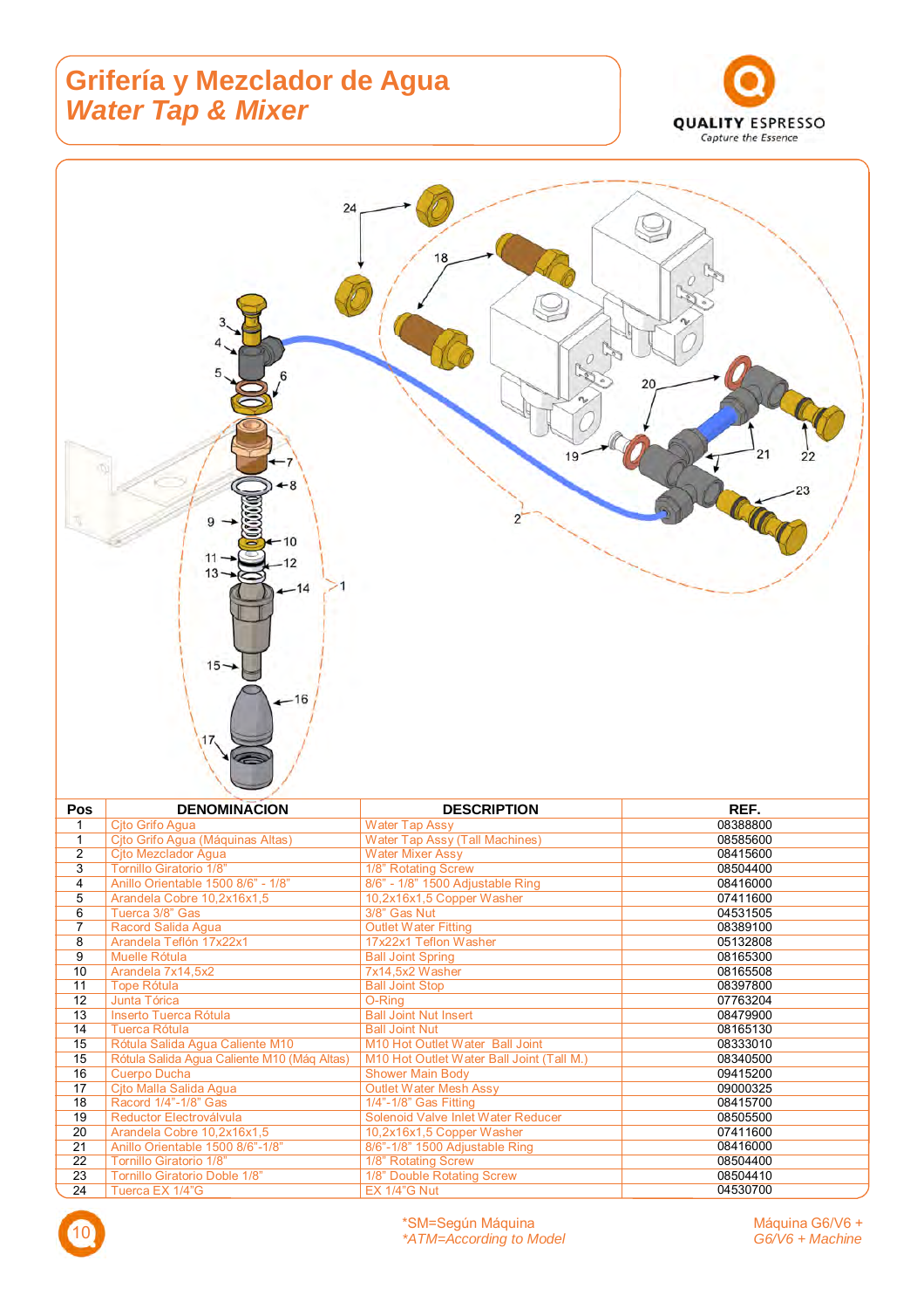# Grifería y Mezclador de Agua
## *Water Tap & Mixer*

| Pos | DENOMINACION | DESCRIPTION | REF. |
|---|---|---|---|
| 1 | Cjto Grifo Agua | Water Tap Assy | 08388800 |
| 1 | Cjto Grifo Agua (Máquinas Altas) | Water Tap Assy (Tall Machines) | 08585600 |
| 2 | Cjto Mezclador Agua | Water Mixer Assy | 08415600 |
| 3 | Tornillo Giratorio 1/8" | 1/8" Rotating Screw | 08504400 |
| 4 | Anillo Orientable 1500 8/6" - 1/8" | 8/6" - 1/8" 1500 Adjustable Ring | 08416000 |
| 5 | Arandela Cobre 10,2x16x1,5 | 10,2x16x1,5 Copper Washer | 07411600 |
| 6 | Tuerca 3/8" Gas | 3/8" Gas Nut | 04531505 |
| 7 | Racord Salida Agua | Outlet Water Fitting | 08389100 |
| 8 | Arandela Teflón 17x22x1 | 17x22x1 Teflon Washer | 05132808 |
| 9 | Muelle Rótula | Ball Joint Spring | 08165300 |
| 10 | Arandela 7x14,5x2 | 7x14,5x2 Washer | 08165508 |
| 11 | Tope Rótula | Ball Joint Stop | 08397800 |
| 12 | Junta Tórica | O-Ring | 07763204 |
| 13 | Inserto Tuerca Rótula | Ball Joint Nut Insert | 08479900 |
| 14 | Tuerca Rótula | Ball Joint Nut | 08165130 |
| 15 | Rótula Salida Agua Caliente M10 | M10 Hot Outlet Water Ball Joint | 08333010 |
| 15 | Rótula Salida Agua Caliente M10 (Máq Altas) | M10 Hot Outlet Water Ball Joint (Tall M.) | 08340500 |
| 16 | Cuerpo Ducha | Shower Main Body | 09415200 |
| 17 | Cjto Malla Salida Agua | Outlet Water Mesh Assy | 09000325 |
| 18 | Racord 1/4"-1/8" Gas | 1/4"-1/8" Gas Fitting | 08415700 |
| 19 | Reductor Electroválvula | Solenoid Valve Inlet Water Reducer | 08505500 |
| 20 | Arandela Cobre 10,2x16x1,5 | 10,2x16x1,5 Copper Washer | 07411600 |
| 21 | Anillo Orientable 1500 8/6"-1/8" | 8/6"-1/8" 1500 Adjustable Ring | 08416000 |
| 22 | Tornillo Giratorio 1/8" | 1/8" Rotating Screw | 08504400 |
| 23 | Tornillo Giratorio Doble 1/8" | 1/8" Double Rotating Screw | 08504410 |
| 24 | Tuerca EX 1/4"G | EX 1/4"G Nut | 04530700 |

*SM=Según Máquina
*ATM=According to Model

Máquina G6/V6 +
*G6/V6 + Machine*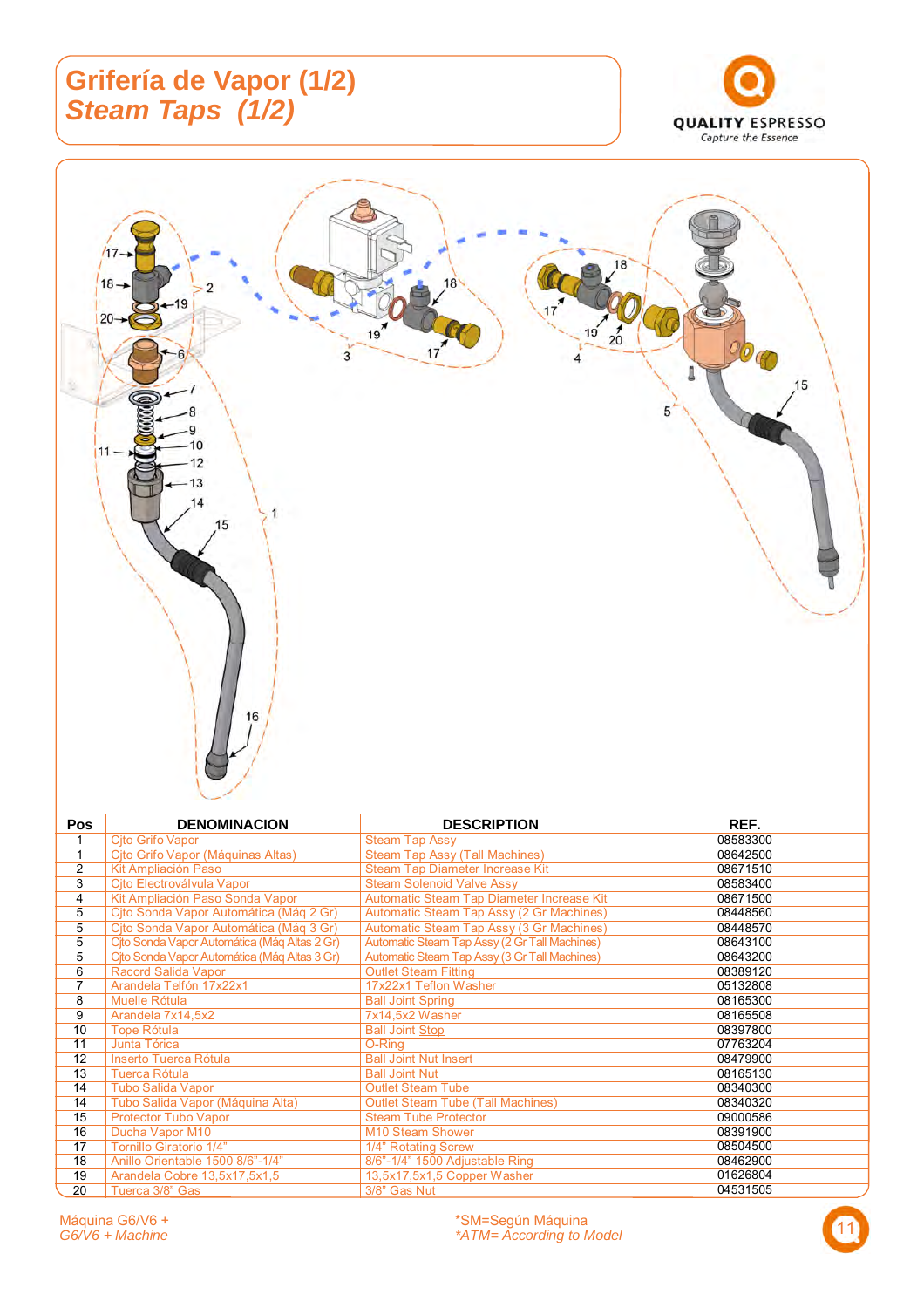# Grifería de Vapor (1/2)
## *Steam Taps (1/2)*

| Pos | DENOMINACION | DESCRIPTION | REF. |
|---|---|---|---|
| 1 | Cjto Grifo Vapor | Steam Tap Assy | 08583300 |
| 1 | Cjto Grifo Vapor (Máquinas Altas) | Steam Tap Assy (Tall Machines) | 08642500 |
| 2 | Kit Ampliación Paso | Steam Tap Diameter Increase Kit | 08671510 |
| 3 | Cjto Electroválvula Vapor | Steam Solenoid Valve Assy | 08583400 |
| 4 | Kit Ampliación Paso Sonda Vapor | Automatic Steam Tap Diameter Increase Kit | 08671500 |
| 5 | Cjto Sonda Vapor Automática (Máq 2 Gr) | Automatic Steam Tap Assy (2 Gr Machines) | 08448560 |
| 5 | Cjto Sonda Vapor Automática (Máq 3 Gr) | Automatic Steam Tap Assy (3 Gr Machines) | 08448570 |
| 5 | Cjto Sonda Vapor Automática (Máq Altas 2 Gr) | Automatic Steam Tap Assy (2 Gr Tall Machines) | 08643100 |
| 5 | Cjto Sonda Vapor Automática (Máq Altas 3 Gr) | Automatic Steam Tap Assy (3 Gr Tall Machines) | 08643200 |
| 6 | Racord Salida Vapor | Outlet Steam Fitting | 08389120 |
| 7 | Arandela Telfón 17x22x1 | 17x22x1 Teflon Washer | 05132808 |
| 8 | Muelle Rótula | Ball Joint Spring | 08165300 |
| 9 | Arandela 7x14,5x2 | 7x14,5x2 Washer | 08165508 |
| 10 | Tope Rótula | Ball Joint Stop | 08397800 |
| 11 | Junta Tórica | O-Ring | 07763204 |
| 12 | Inserto Tuerca Rótula | Ball Joint Nut Insert | 08479900 |
| 13 | Tuerca Rótula | Ball Joint Nut | 08165130 |
| 14 | Tubo Salida Vapor | Outlet Steam Tube | 08340300 |
| 14 | Tubo Salida Vapor (Máquina Alta) | Outlet Steam Tube (Tall Machines) | 08340320 |
| 15 | Protector Tubo Vapor | Steam Tube Protector | 09000586 |
| 16 | Ducha Vapor M10 | M10 Steam Shower | 08391900 |
| 17 | Tornillo Giratorio 1/4" | 1/4" Rotating Screw | 08504500 |
| 18 | Anillo Orientable 1500 8/6"-1/4" | 8/6"-1/4" 1500 Adjustable Ring | 08462900 |
| 19 | Arandela Cobre 13,5x17,5x1,5 | 13,5x17,5x1,5 Copper Washer | 01626804 |
| 20 | Tuerca 3/8" Gas | 3/8" Gas Nut | 04531505 |

Máquina G6/V6 +
*G6/V6 + Machine*

*SM=Según Máquina
*ATM= According to Model*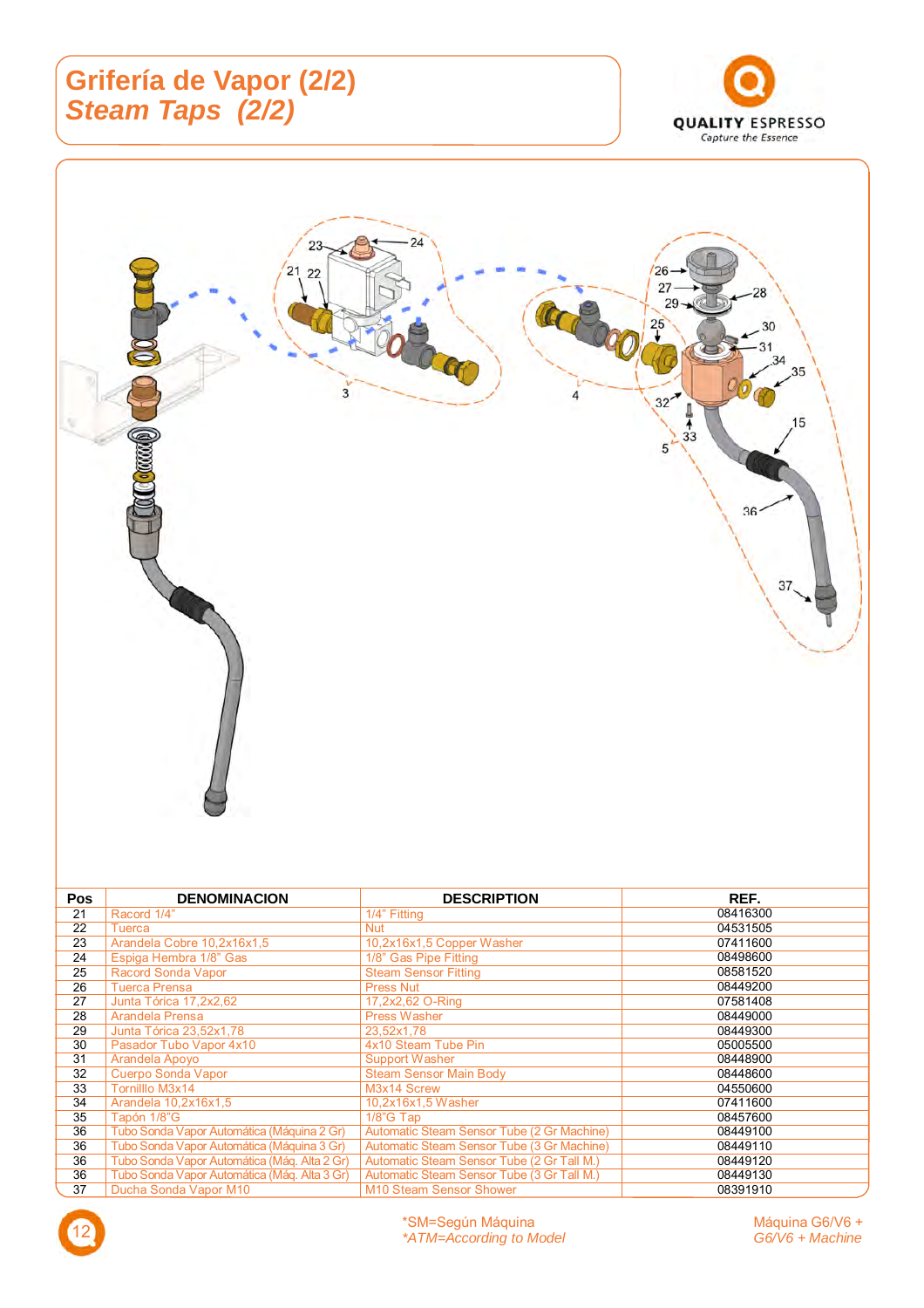# Grifería de Vapor (2/2)
## *Steam Taps (2/2)*

QUALITY ESPRESSO
Capture the Essence

| Pos | DENOMINACION | DESCRIPTION | REF. |
|---|---|---|---|
| 21 | Racord 1/4" | 1/4" Fitting | 08416300 |
| 22 | Tuerca | Nut | 04531505 |
| 23 | Arandela Cobre 10,2x16x1,5 | 10,2x16x1,5 Copper Washer | 07411600 |
| 24 | Espiga Hembra 1/8" Gas | 1/8" Gas Pipe Fitting | 08498600 |
| 25 | Racord Sonda Vapor | Steam Sensor Fitting | 08581520 |
| 26 | Tuerca Prensa | Press Nut | 08449200 |
| 27 | Junta Tórica 17,2x2,62 | 17,2x2,62 O-Ring | 07581408 |
| 28 | Arandela Prensa | Press Washer | 08449000 |
| 29 | Junta Tórica 23,52x1,78 | 23,52x1,78 | 08449300 |
| 30 | Pasador Tubo Vapor 4x10 | 4x10 Steam Tube Pin | 05005500 |
| 31 | Arandela Apoyo | Support Washer | 08448900 |
| 32 | Cuerpo Sonda Vapor | Steam Sensor Main Body | 08448600 |
| 33 | Tornillo M3x14 | M3x14 Screw | 04550600 |
| 34 | Arandela 10,2x16x1,5 | 10,2x16x1,5 Washer | 07411600 |
| 35 | Tapón 1/8"G | 1/8"G Tap | 08457600 |
| 36 | Tubo Sonda Vapor Automática (Máquina 2 Gr) | Automatic Steam Sensor Tube (2 Gr Machine) | 08449100 |
| 36 | Tubo Sonda Vapor Automática (Máquina 3 Gr) | Automatic Steam Sensor Tube (3 Gr Machine) | 08449110 |
| 36 | Tubo Sonda Vapor Automática (Máq. Alta 2 Gr) | Automatic Steam Sensor Tube (2 Gr Tall M.) | 08449120 |
| 36 | Tubo Sonda Vapor Automática (Máq. Alta 3 Gr) | Automatic Steam Sensor Tube (3 Gr Tall M.) | 08449130 |
| 37 | Ducha Sonda Vapor M10 | M10 Steam Sensor Shower | 08391910 |

*SM=Según Máquina
*ATM=According to Model*

Máquina G6/V6 +
*G6/V6 + Machine*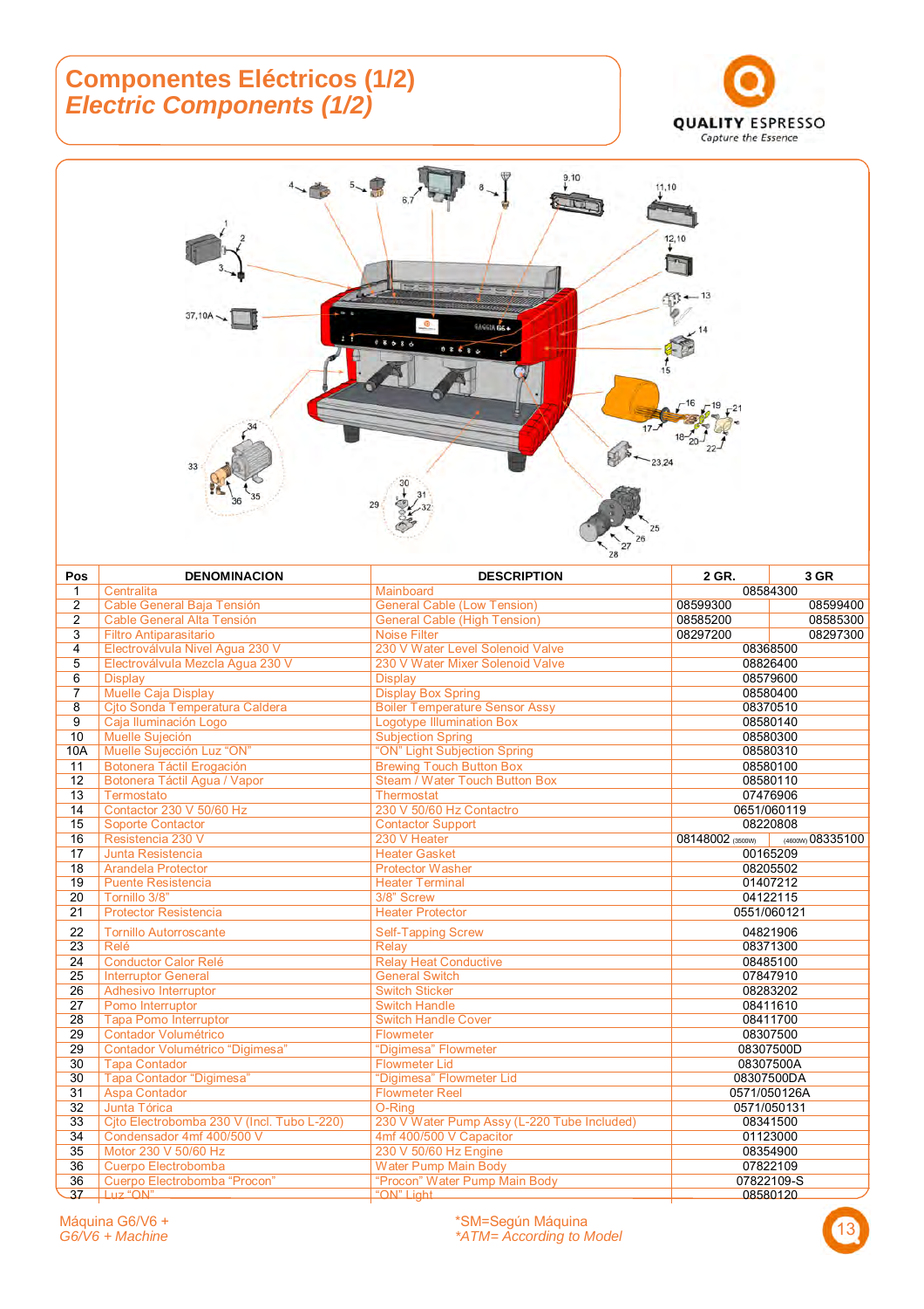# Componentes Eléctricos (1/2)
## *Electric Components (1/2)*

QUALITY ESPRESSO
Capture the Essence

| Pos | DENOMINACION | DESCRIPTION | 2 GR. | 3 GR |
|---|---|---|---|---|
| 1 | Centralita | Mainboard | 08584300 | |
| 2 | Cable General Baja Tensión | General Cable (Low Tension) | 08599300 | 08599400 |
| 2 | Cable General Alta Tensión | General Cable (High Tension) | 08585200 | 08585300 |
| 3 | Filtro Antiparasitario | Noise Filter | 08297200 | 08297300 |
| 4 | Electroválvula Nivel Agua 230 V | 230 V Water Level Solenoid Valve | 08368500 | |
| 5 | Electroválvula Mezcla Agua 230 V | 230 V Water Mixer Solenoid Valve | 08826400 | |
| 6 | Display | Display | 08579600 | |
| 7 | Muelle Caja Display | Display Box Spring | 08580400 | |
| 8 | Cjto Sonda Temperatura Caldera | Boiler Temperature Sensor Assy | 08370510 | |
| 9 | Caja Iluminación Logo | Logotype Illumination Box | 08580140 | |
| 10 | Muelle Sujeción | Subjection Spring | 08580300 | |
| 10A | Muelle Sujección Luz "ON" | "ON" Light Subjection Spring | 08580310 | |
| 11 | Botonera Táctil Erogación | Brewing Touch Button Box | 08580100 | |
| 12 | Botonera Táctil Agua / Vapor | Steam / Water Touch Button Box | 08580110 | |
| 13 | Termostato | Thermostat | 07476906 | |
| 14 | Contactor 230 V 50/60 Hz | 230 V 50/60 Hz Contactro | 0651/060119 | |
| 15 | Soporte Contactor | Contactor Support | 08220808 | |
| 16 | Resistencia 230 V | 230 V Heater | 08148002 (3500W) | (4800W) 08335100 |
| 17 | Junta Resistencia | Heater Gasket | 00165209 | |
| 18 | Arandela Protector | Protector Washer | 08205502 | |
| 19 | Puente Resistencia | Heater Terminal | 01407212 | |
| 20 | Tornillo 3/8" | 3/8" Screw | 04122115 | |
| 21 | Protector Resistencia | Heater Protector | 0551/060121 | |
| 22 | Tornillo Autorroscante | Self-Tapping Screw | 04821906 | |
| 23 | Relé | Relay | 08371300 | |
| 24 | Conductor Calor Relé | Relay Heat Conductive | 08485100 | |
| 25 | Interruptor General | General Switch | 07847910 | |
| 26 | Adhesivo Interruptor | Switch Sticker | 08283202 | |
| 27 | Pomo Interruptor | Switch Handle | 08411610 | |
| 28 | Tapa Pomo Interruptor | Switch Handle Cover | 08411700 | |
| 29 | Contador Volumétrico | Flowmeter | 08307500 | |
| 29 | Contador Volumétrico "Digimesa" | "Digimesa" Flowmeter | 08307500D | |
| 30 | Tapa Contador | Flowmeter Lid | 08307500A | |
| 30 | Tapa Contador "Digimesa" | "Digimesa" Flowmeter Lid | 08307500DA | |
| 31 | Aspa Contador | Flowmeter Reel | 0571/050126A | |
| 32 | Junta Tórica | O-Ring | 0571/050131 | |
| 33 | Cjto Electrobomba 230 V (Incl. Tubo L-220) | 230 V Water Pump Assy (L-220 Tube Included) | 08341500 | |
| 34 | Condensador 4mf 400/500 V | 4mf 400/500 V Capacitor | 01123000 | |
| 35 | Motor 230 V 50/60 Hz | 230 V 50/60 Hz Engine | 08354900 | |
| 36 | Cuerpo Electrobomba | Water Pump Main Body | 07822109 | |
| 36 | Cuerpo Electrobomba "Procon" | "Procon" Water Pump Main Body | 07822109-S | |
| 37 | Luz "ON" | "ON" Light | 08580120 | |

Máquina G6/V6 +
*G6/V6 + Machine*

*SM=Según Máquina
*\*ATM= According to Model*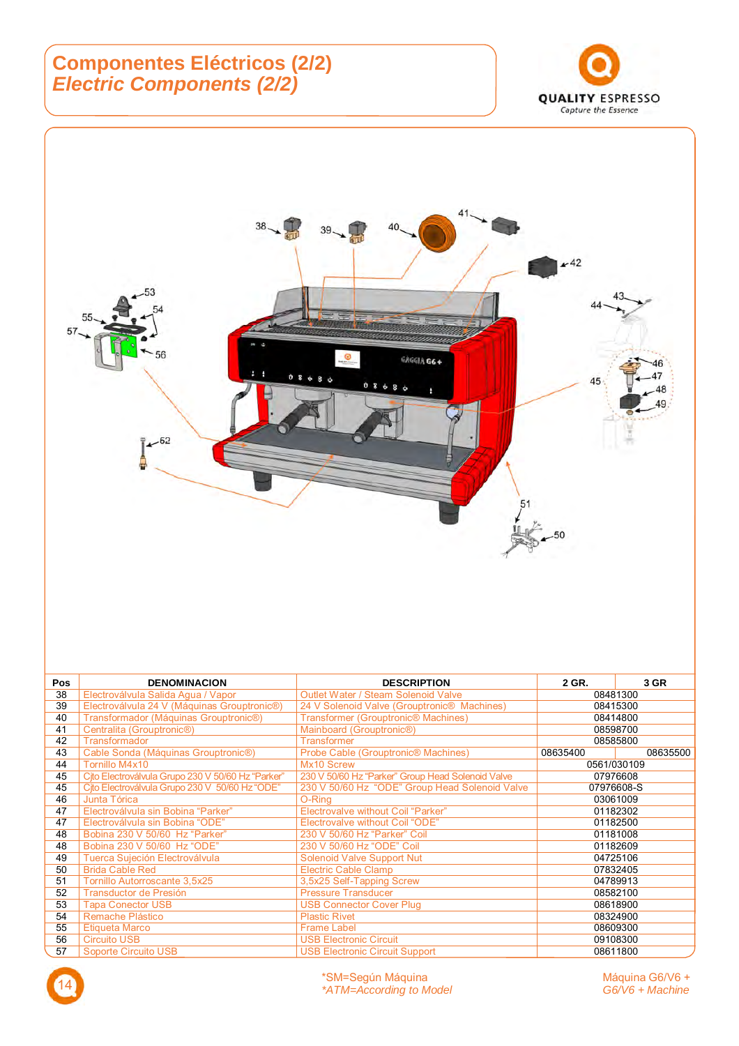# Componentes Eléctricos (2/2)
## *Electric Components (2/2)*

| Pos | DENOMINACION | DESCRIPTION | 2 GR. | 3 GR |
|---|---|---|---|---|
| 38 | Electroválvula Salida Agua / Vapor | Outlet Water / Steam Solenoid Valve | 08481300 | |
| 39 | Electroválvula 24 V (Máquinas Grouptronic®) | 24 V Solenoid Valve (Grouptronic® Machines) | 08415300 | |
| 40 | Transformador (Máquinas Grouptronic®) | Transformer (Grouptronic® Machines) | 08414800 | |
| 41 | Centralita (Grouptronic®) | Mainboard (Grouptronic®) | 08598700 | |
| 42 | Transformador | Transformer | 08585800 | |
| 43 | Cable Sonda (Máquinas Grouptronic®) | Probe Cable (Grouptronic® Machines) | 08635400 | 08635500 |
| 44 | Tornillo M4x10 | Mx10 Screw | 0561/030109 | |
| 45 | Cjto Electroválvula Grupo 230 V 50/60 Hz "Parker" | 230 V 50/60 Hz "Parker" Group Head Solenoid Valve | 07976608 | |
| 45 | Cjto Electroválvula Grupo 230 V 50/60 Hz "ODE" | 230 V 50/60 Hz "ODE" Group Head Solenoid Valve | 07976608-S | |
| 46 | Junta Tórica | O-Ring | 03061009 | |
| 47 | Electroválvula sin Bobina "Parker" | Electrovalve without Coil "Parker" | 01182302 | |
| 47 | Electroválvula sin Bobina "ODE" | Electrovalve without Coil "ODE" | 01182500 | |
| 48 | Bobina 230 V 50/60 Hz "Parker" | 230 V 50/60 Hz "Parker" Coil | 01181008 | |
| 48 | Bobina 230 V 50/60 Hz "ODE" | 230 V 50/60 Hz "ODE" Coil | 01182609 | |
| 49 | Tuerca Sujeción Electroválvula | Solenoid Valve Support Nut | 04725106 | |
| 50 | Brida Cable Red | Electric Cable Clamp | 07832405 | |
| 51 | Tornillo Autorroscante 3,5x25 | 3,5x25 Self-Tapping Screw | 04789913 | |
| 52 | Transductor de Presión | Pressure Transducer | 08582100 | |
| 53 | Tapa Conector USB | USB Connector Cover Plug | 08618900 | |
| 54 | Remache Plástico | Plastic Rivet | 08324900 | |
| 55 | Etiqueta Marco | Frame Label | 08609300 | |
| 56 | Circuito USB | USB Electronic Circuit | 09108300 | |
| 57 | Soporte Circuito USB | USB Electronic Circuit Support | 08611800 | |

*SM=Según Máquina
*ATM=According to Model*

Máquina G6/V6 +
*G6/V6 + Machine*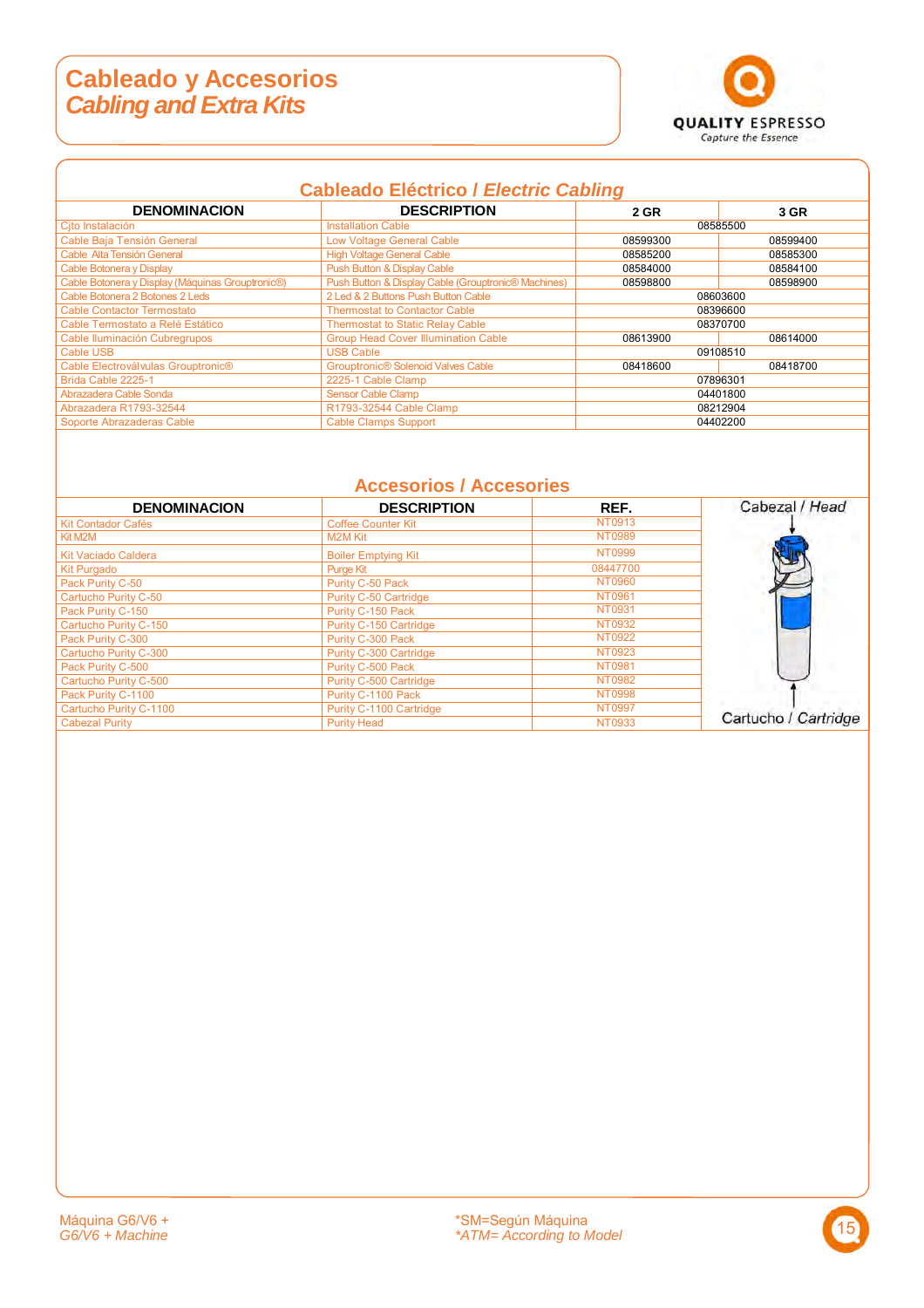# Cableado y Accesorios
## *Cabling and Extra Kits*

### Cableado Eléctrico / *Electric Cabling*

| DENOMINACION | DESCRIPTION | 2 GR | 3 GR |
|---|---|---|---|
| Cjto Instalación | Installation Cable | 08585500 | |
| Cable Baja Tensión General | Low Voltage General Cable | 08599300 | 08599400 |
| Cable Alta Tensión General | High Voltage General Cable | 08585200 | 08585300 |
| Cable Botonera y Display | Push Button & Display Cable | 08584000 | 08584100 |
| Cable Botonera y Display (Máquinas Grouptronic®) | Push Button & Display Cable (Grouptronic® Machines) | 08598800 | 08598900 |
| Cable Botonera 2 Botones 2 Leds | 2 Led & 2 Buttons Push Button Cable | 08603600 | |
| Cable Contactor Termostato | Thermostat to Contactor Cable | 08396600 | |
| Cable Termostato a Relé Estático | Thermostat to Static Relay Cable | 08370700 | |
| Cable Iluminación Cubregrupos | Group Head Cover Illumination Cable | 08613900 | 08614000 |
| Cable USB | USB Cable | 09108510 | |
| Cable Electroválvulas Grouptronic® | Grouptronic® Solenoid Valves Cable | 08418600 | 08418700 |
| Brida Cable 2225-1 | 2225-1 Cable Clamp | 07896301 | |
| Abrazadera Cable Sonda | Sensor Cable Clamp | 04401800 | |
| Abrazadera R1793-32544 | R1793-32544 Cable Clamp | 08212904 | |
| Soporte Abrazaderas Cable | Cable Clamps Support | 04402200 | |

### Accesorios / *Accesories*

| DENOMINACION | DESCRIPTION | REF. |
|---|---|---|
| Kit Contador Cafés | Coffee Counter Kit | NT0913 |
| Kit M2M | M2M Kit | NT0989 |
| Kit Vaciado Caldera | Boiler Emptying Kit | NT0999 |
| Kit Purgado | Purge Kit | 08447700 |
| Pack Purity C-50 | Purity C-50 Pack | NT0960 |
| Cartucho Purity C-50 | Purity C-50 Cartridge | NT0961 |
| Pack Purity C-150 | Purity C-150 Pack | NT0931 |
| Cartucho Purity C-150 | Purity C-150 Cartridge | NT0932 |
| Pack Purity C-300 | Purity C-300 Pack | NT0922 |
| Cartucho Purity C-300 | Purity C-300 Cartridge | NT0923 |
| Pack Purity C-500 | Purity C-500 Pack | NT0981 |
| Cartucho Purity C-500 | Purity C-500 Cartridge | NT0982 |
| Pack Purity C-1100 | Purity C-1100 Pack | NT0998 |
| Cartucho Purity C-1100 | Purity C-1100 Cartridge | NT0997 |
| Cabezal Purity | Purity Head | NT0933 |

Cabezal / *Head*

Cartucho / *Cartridge*

Máquina G6/V6 +
*G6/V6 + Machine*

*SM=Según Máquina
**ATM= According to Model*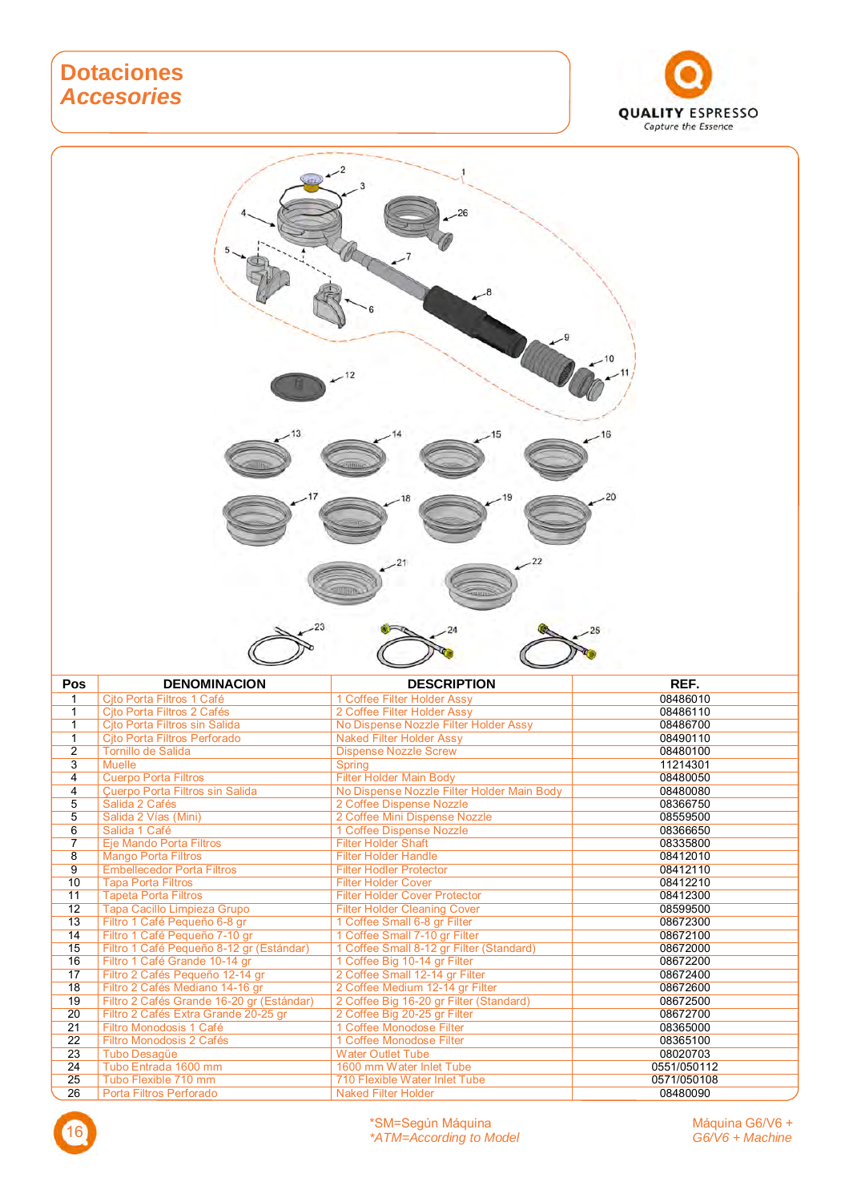# Dotaciones
## *Accesorios*

| Pos | DENOMINACION | DESCRIPTION | REF. |
|---|---|---|---|
| 1 | Cjto Porta Filtros 1 Café | 1 Coffee Filter Holder Assy | 08486010 |
| 1 | Cjto Porta Filtros 2 Cafés | 2 Coffee Filter Holder Assy | 08486110 |
| 1 | Cjto Porta Filtros sin Salida | No Dispense Nozzle Filter Holder Assy | 08486700 |
| 1 | Cjto Porta Filtros Perforado | Naked Filter Holder Assy | 08490110 |
| 2 | Tornillo de Salida | Dispense Nozzle Screw | 08480100 |
| 3 | Muelle | Spring | 11214301 |
| 4 | Cuerpo Porta Filtros | Filter Holder Main Body | 08480050 |
| 4 | Cuerpo Porta Filtros sin Salida | No Dispense Nozzle Filter Holder Main Body | 08480080 |
| 5 | Salida 2 Cafés | 2 Coffee Dispense Nozzle | 08366750 |
| 5 | Salida 2 Vías (Mini) | 2 Coffee Mini Dispense Nozzle | 08559500 |
| 6 | Salida 1 Café | 1 Coffee Dispense Nozzle | 08366650 |
| 7 | Eje Mando Porta Filtros | Filter Holder Shaft | 08335800 |
| 8 | Mango Porta Filtros | Filter Holder Handle | 08412010 |
| 9 | Embellecedor Porta Filtros | Filter Hodler Protector | 08412110 |
| 10 | Tapa Porta Filtros | Filter Holder Cover | 08412210 |
| 11 | Tapeta Porta Filtros | Filter Holder Cover Protector | 08412300 |
| 12 | Tapa Cacillo Limpieza Grupo | Filter Holder Cleaning Cover | 08599500 |
| 13 | Filtro 1 Café Pequeño 6-8 gr | 1 Coffee Small 6-8 gr Filter | 08672300 |
| 14 | Filtro 1 Café Pequeño 7-10 gr | 1 Coffee Small 7-10 gr Filter | 08672100 |
| 15 | Filtro 1 Café Pequeño 8-12 gr (Estándar) | 1 Coffee Small 8-12 gr Filter (Standard) | 08672000 |
| 16 | Filtro 1 Café Grande 10-14 gr | 1 Coffee Big 10-14 gr Filter | 08672200 |
| 17 | Filtro 2 Cafés Pequeño 12-14 gr | 2 Coffee Small 12-14 gr Filter | 08672400 |
| 18 | Filtro 2 Cafés Mediano 14-16 gr | 2 Coffee Medium 12-14 gr Filter | 08672600 |
| 19 | Filtro 2 Cafés Grande 16-20 gr (Estándar) | 2 Coffee Big 16-20 gr Filter (Standard) | 08672500 |
| 20 | Filtro 2 Cafés Extra Grande 20-25 gr | 2 Coffee Big 20-25 gr Filter | 08672700 |
| 21 | Filtro Monodosis 1 Café | 1 Coffee Monodose Filter | 08365000 |
| 22 | Filtro Monodosis 2 Cafés | 1 Coffee Monodose Filter | 08365100 |
| 23 | Tubo Desagüe | Water Outlet Tube | 08020703 |
| 24 | Tubo Entrada 1600 mm | 1600 mm Water Inlet Tube | 0551/050112 |
| 25 | Tubo Flexible 710 mm | 710 Flexible Water Inlet Tube | 0571/050108 |
| 26 | Porta Filtros Perforado | Naked Filter Holder | 08480090 |

*SM=Según Máquina
*ATM=According to Model

Máquina G6/V6 +
*G6/V6 + Machine*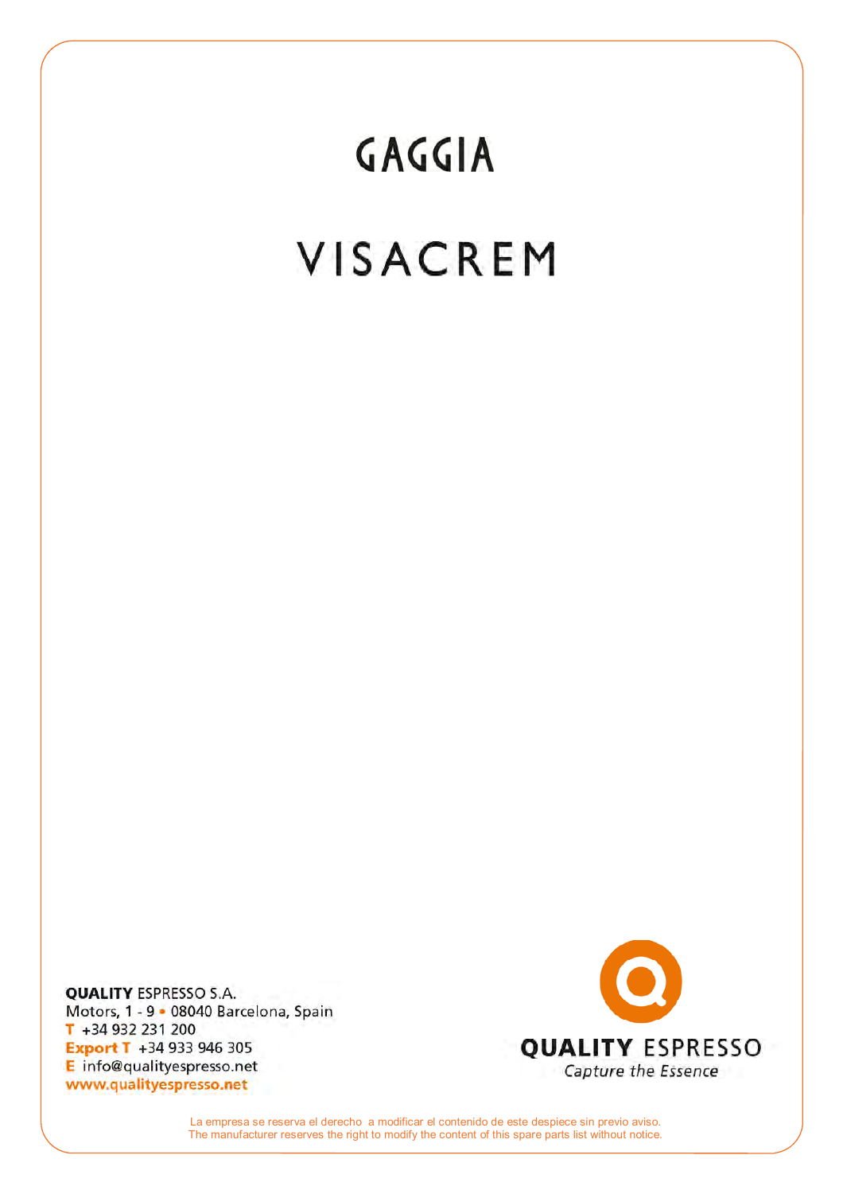# GAGGIA

# VISACREM

**QUALITY** ESPRESSO S.A.
Motors, 1 - 9 • 08040 Barcelona, Spain
**T** +34 932 231 200
**Export T** +34 933 946 305
**E** info@qualityespresso.net
**www.qualityespresso.net**

**QUALITY** ESPRESSO
*Capture the Essence*

La empresa se reserva el derecho a modificar el contenido de este despiece sin previo aviso.
The manufacturer reserves the right to modify the content of this spare parts list without notice.